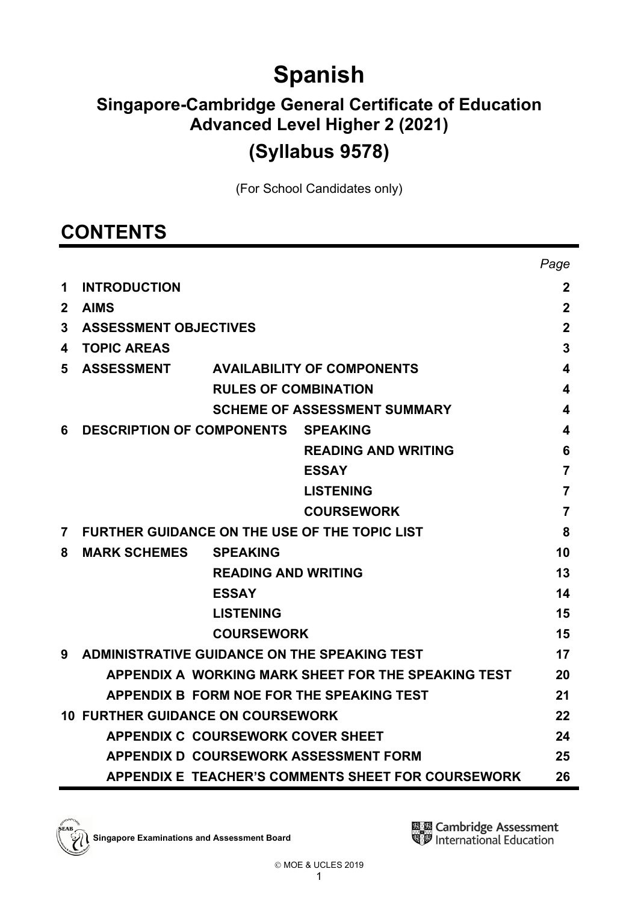# Spanish

## Singapore-Cambridge General Certificate of Education Advanced Level Higher 2 (2021)

## (Syllabus 9578)

(For School Candidates only)

## CONTENTS

| | | | Page |
|---|---|---|---|
| **1** | **INTRODUCTION** | | **2** |
| **2** | **AIMS** | | **2** |
| **3** | **ASSESSMENT OBJECTIVES** | | **2** |
| **4** | **TOPIC AREAS** | | **3** |
| **5** | **ASSESSMENT** | **AVAILABILITY OF COMPONENTS** | **4** |
| | | **RULES OF COMBINATION** | **4** |
| | | **SCHEME OF ASSESSMENT SUMMARY** | **4** |
| **6** | **DESCRIPTION OF COMPONENTS** | **SPEAKING** | **4** |
| | | **READING AND WRITING** | **6** |
| | | **ESSAY** | **7** |
| | | **LISTENING** | **7** |
| | | **COURSEWORK** | **7** |
| **7** | **FURTHER GUIDANCE ON THE USE OF THE TOPIC LIST** | | **8** |
| **8** | **MARK SCHEMES** | **SPEAKING** | **10** |
| | | **READING AND WRITING** | **13** |
| | | **ESSAY** | **14** |
| | | **LISTENING** | **15** |
| | | **COURSEWORK** | **15** |
| **9** | **ADMINISTRATIVE GUIDANCE ON THE SPEAKING TEST** | | **17** |
| | **APPENDIX A WORKING MARK SHEET FOR THE SPEAKING TEST** | | **20** |
| | **APPENDIX B FORM NOE FOR THE SPEAKING TEST** | | **21** |
| **10** | **FURTHER GUIDANCE ON COURSEWORK** | | **22** |
| | **APPENDIX C COURSEWORK COVER SHEET** | | **24** |
| | **APPENDIX D COURSEWORK ASSESSMENT FORM** | | **25** |
| | **APPENDIX E TEACHER'S COMMENTS SHEET FOR COURSEWORK** | | **26** |

Singapore Examinations and Assessment Board

Cambridge Assessment International Education

© MOE & UCLES 2019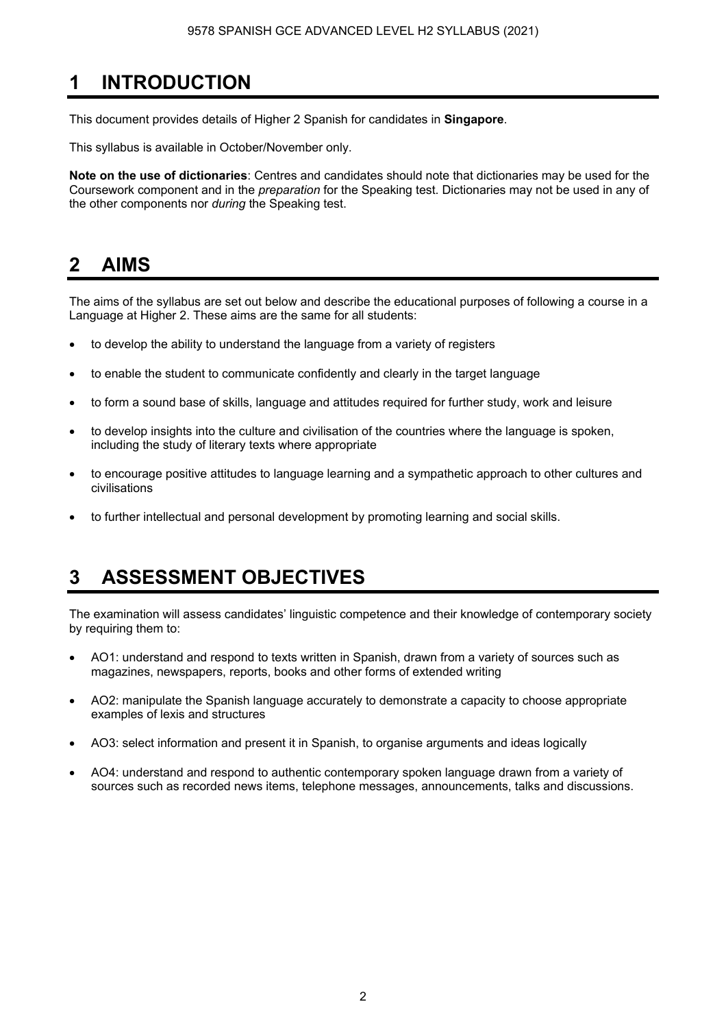# 1 INTRODUCTION

This document provides details of Higher 2 Spanish for candidates in **Singapore**.

This syllabus is available in October/November only.

**Note on the use of dictionaries**: Centres and candidates should note that dictionaries may be used for the Coursework component and in the *preparation* for the Speaking test. Dictionaries may not be used in any of the other components nor *during* the Speaking test.

# 2 AIMS

The aims of the syllabus are set out below and describe the educational purposes of following a course in a Language at Higher 2. These aims are the same for all students:

- to develop the ability to understand the language from a variety of registers
- to enable the student to communicate confidently and clearly in the target language
- to form a sound base of skills, language and attitudes required for further study, work and leisure
- to develop insights into the culture and civilisation of the countries where the language is spoken, including the study of literary texts where appropriate
- to encourage positive attitudes to language learning and a sympathetic approach to other cultures and civilisations
- to further intellectual and personal development by promoting learning and social skills.

# 3 ASSESSMENT OBJECTIVES

The examination will assess candidates' linguistic competence and their knowledge of contemporary society by requiring them to:

- AO1: understand and respond to texts written in Spanish, drawn from a variety of sources such as magazines, newspapers, reports, books and other forms of extended writing
- AO2: manipulate the Spanish language accurately to demonstrate a capacity to choose appropriate examples of lexis and structures
- AO3: select information and present it in Spanish, to organise arguments and ideas logically
- AO4: understand and respond to authentic contemporary spoken language drawn from a variety of sources such as recorded news items, telephone messages, announcements, talks and discussions.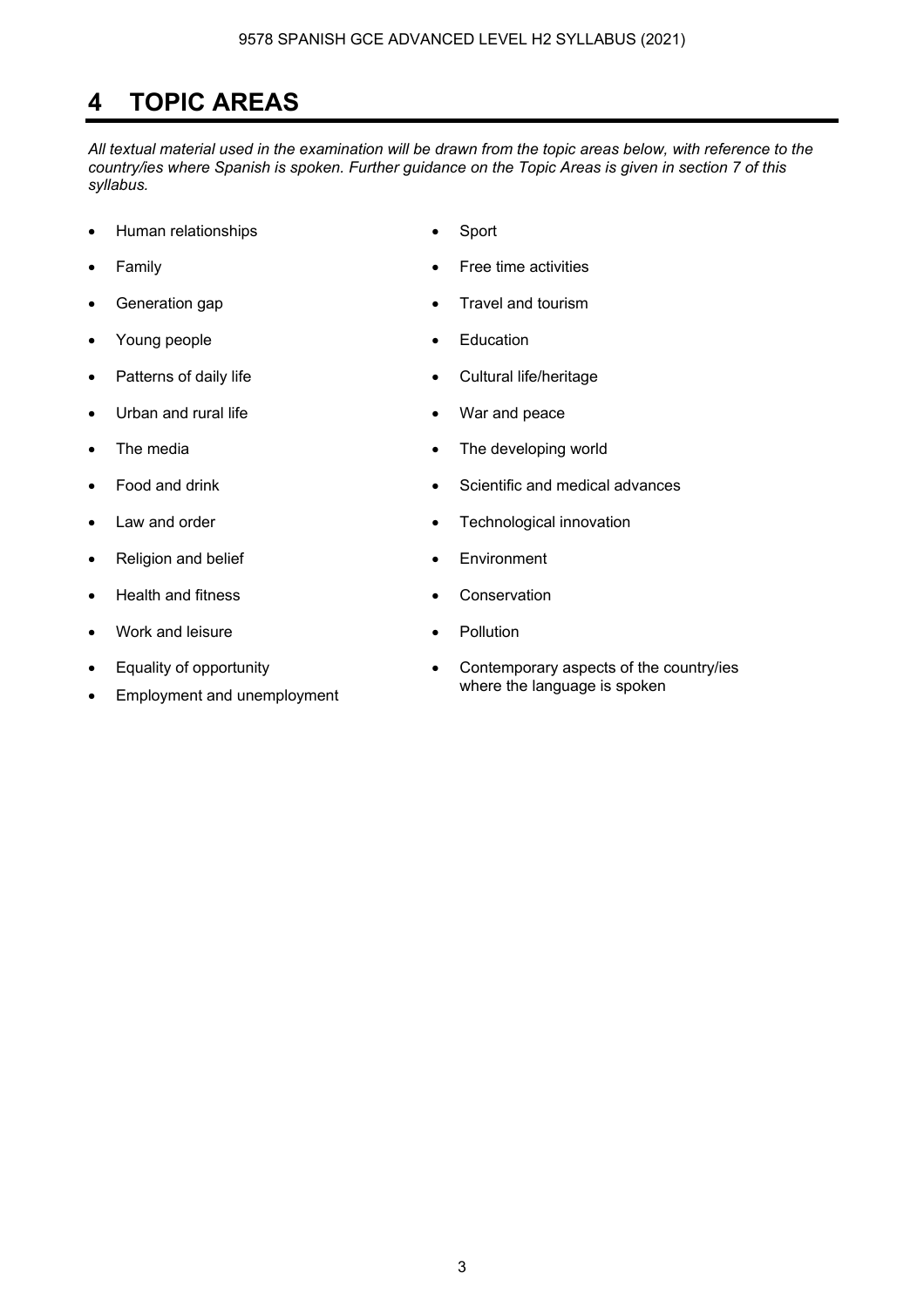# 4 TOPIC AREAS

*All textual material used in the examination will be drawn from the topic areas below, with reference to the country/ies where Spanish is spoken. Further guidance on the Topic Areas is given in section 7 of this syllabus.*

- Human relationships
- Family
- Generation gap
- Young people
- Patterns of daily life
- Urban and rural life
- The media
- Food and drink
- Law and order
- Religion and belief
- Health and fitness
- Work and leisure
- Equality of opportunity
- Employment and unemployment
- Sport
- Free time activities
- Travel and tourism
- Education
- Cultural life/heritage
- War and peace
- The developing world
- Scientific and medical advances
- Technological innovation
- Environment
- Conservation
- Pollution
- Contemporary aspects of the country/ies where the language is spoken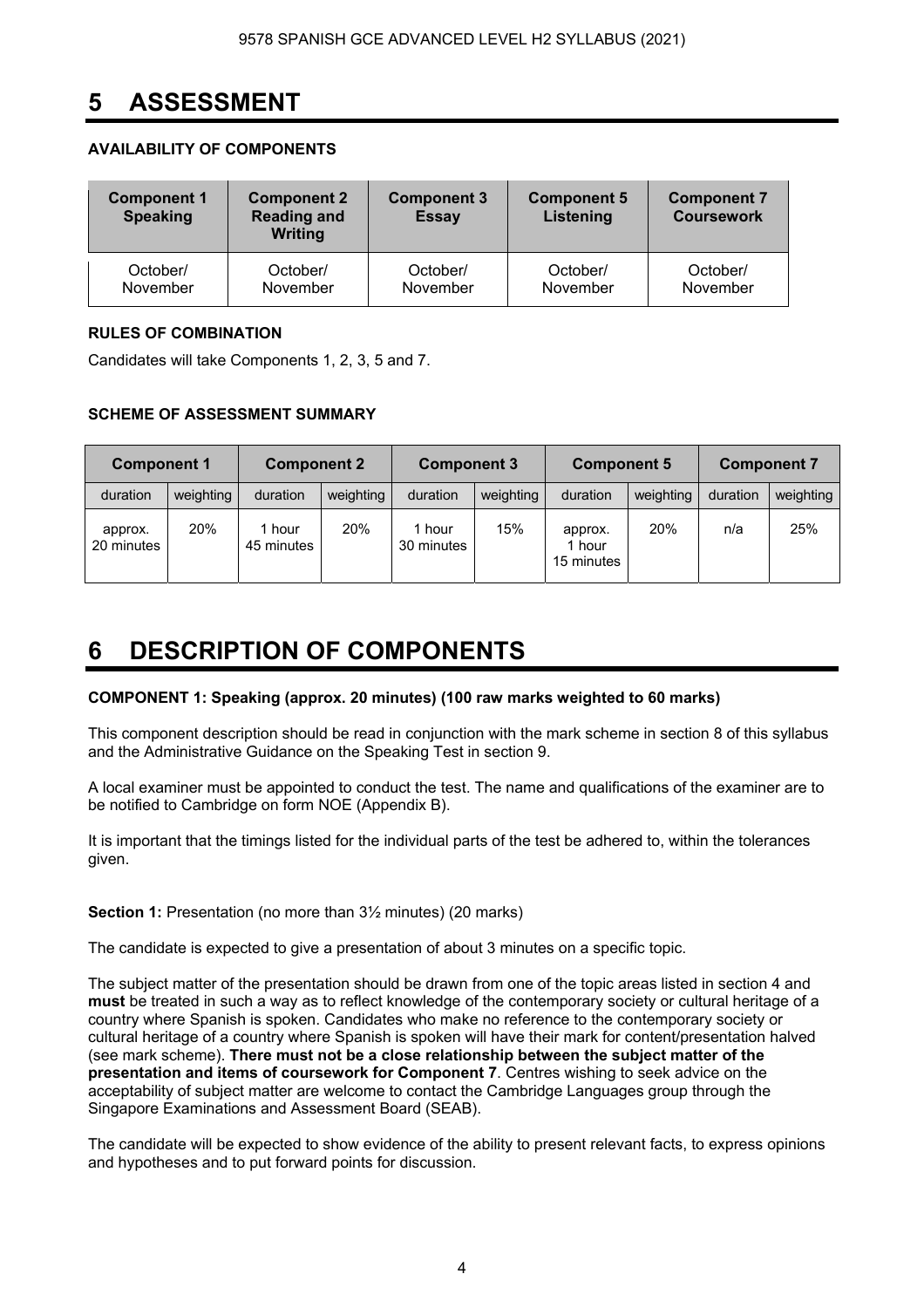# 5 ASSESSMENT

**AVAILABILITY OF COMPONENTS**

| Component 1 Speaking | Component 2 Reading and Writing | Component 3 Essay | Component 5 Listening | Component 7 Coursework |
|---|---|---|---|---|
| October/ November | October/ November | October/ November | October/ November | October/ November |

**RULES OF COMBINATION**

Candidates will take Components 1, 2, 3, 5 and 7.

**SCHEME OF ASSESSMENT SUMMARY**

| Component 1 | | Component 2 | | Component 3 | | Component 5 | | Component 7 | |
|---|---|---|---|---|---|---|---|---|---|
| duration | weighting | duration | weighting | duration | weighting | duration | weighting | duration | weighting |
| approx. 20 minutes | 20% | 1 hour 45 minutes | 20% | 1 hour 30 minutes | 15% | approx. 1 hour 15 minutes | 20% | n/a | 25% |

# 6 DESCRIPTION OF COMPONENTS

**COMPONENT 1: Speaking (approx. 20 minutes) (100 raw marks weighted to 60 marks)**

This component description should be read in conjunction with the mark scheme in section 8 of this syllabus and the Administrative Guidance on the Speaking Test in section 9.

A local examiner must be appointed to conduct the test. The name and qualifications of the examiner are to be notified to Cambridge on form NOE (Appendix B).

It is important that the timings listed for the individual parts of the test be adhered to, within the tolerances given.

**Section 1:** Presentation (no more than 3½ minutes) (20 marks)

The candidate is expected to give a presentation of about 3 minutes on a specific topic.

The subject matter of the presentation should be drawn from one of the topic areas listed in section 4 and **must** be treated in such a way as to reflect knowledge of the contemporary society or cultural heritage of a country where Spanish is spoken. Candidates who make no reference to the contemporary society or cultural heritage of a country where Spanish is spoken will have their mark for content/presentation halved (see mark scheme). **There must not be a close relationship between the subject matter of the presentation and items of coursework for Component 7**. Centres wishing to seek advice on the acceptability of subject matter are welcome to contact the Cambridge Languages group through the Singapore Examinations and Assessment Board (SEAB).

The candidate will be expected to show evidence of the ability to present relevant facts, to express opinions and hypotheses and to put forward points for discussion.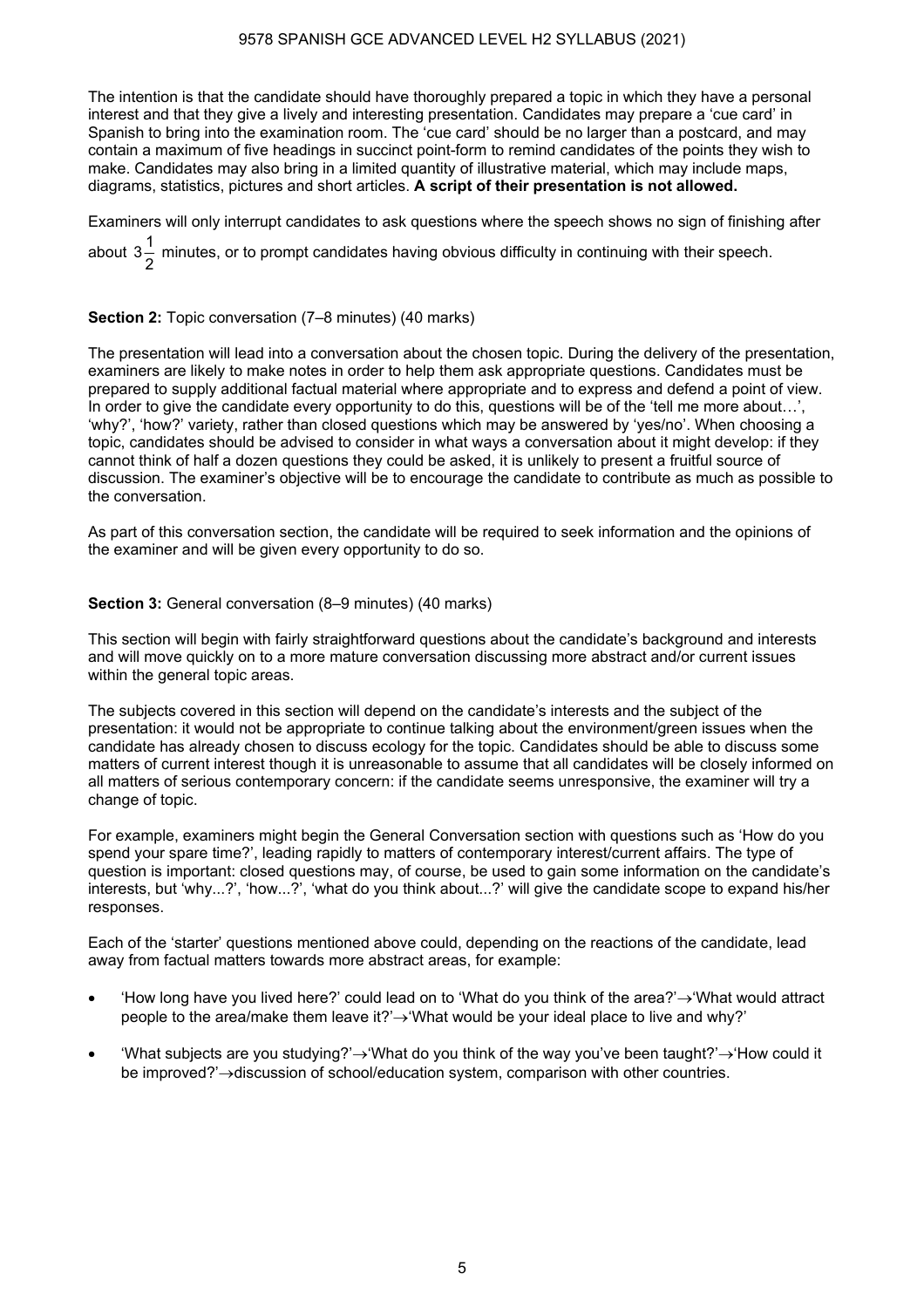The intention is that the candidate should have thoroughly prepared a topic in which they have a personal interest and that they give a lively and interesting presentation. Candidates may prepare a 'cue card' in Spanish to bring into the examination room. The 'cue card' should be no larger than a postcard, and may contain a maximum of five headings in succinct point-form to remind candidates of the points they wish to make. Candidates may also bring in a limited quantity of illustrative material, which may include maps, diagrams, statistics, pictures and short articles. **A script of their presentation is not allowed.**

Examiners will only interrupt candidates to ask questions where the speech shows no sign of finishing after about $3\frac{1}{2}$ minutes, or to prompt candidates having obvious difficulty in continuing with their speech.

**Section 2:** Topic conversation (7–8 minutes) (40 marks)

The presentation will lead into a conversation about the chosen topic. During the delivery of the presentation, examiners are likely to make notes in order to help them ask appropriate questions. Candidates must be prepared to supply additional factual material where appropriate and to express and defend a point of view. In order to give the candidate every opportunity to do this, questions will be of the 'tell me more about…', 'why?', 'how?' variety, rather than closed questions which may be answered by 'yes/no'. When choosing a topic, candidates should be advised to consider in what ways a conversation about it might develop: if they cannot think of half a dozen questions they could be asked, it is unlikely to present a fruitful source of discussion. The examiner's objective will be to encourage the candidate to contribute as much as possible to the conversation.

As part of this conversation section, the candidate will be required to seek information and the opinions of the examiner and will be given every opportunity to do so.

**Section 3:** General conversation (8–9 minutes) (40 marks)

This section will begin with fairly straightforward questions about the candidate's background and interests and will move quickly on to a more mature conversation discussing more abstract and/or current issues within the general topic areas.

The subjects covered in this section will depend on the candidate's interests and the subject of the presentation: it would not be appropriate to continue talking about the environment/green issues when the candidate has already chosen to discuss ecology for the topic. Candidates should be able to discuss some matters of current interest though it is unreasonable to assume that all candidates will be closely informed on all matters of serious contemporary concern: if the candidate seems unresponsive, the examiner will try a change of topic.

For example, examiners might begin the General Conversation section with questions such as 'How do you spend your spare time?', leading rapidly to matters of contemporary interest/current affairs. The type of question is important: closed questions may, of course, be used to gain some information on the candidate's interests, but 'why...?', 'how...?', 'what do you think about...?' will give the candidate scope to expand his/her responses.

Each of the 'starter' questions mentioned above could, depending on the reactions of the candidate, lead away from factual matters towards more abstract areas, for example:

- 'How long have you lived here?' could lead on to 'What do you think of the area?'→'What would attract people to the area/make them leave it?'→'What would be your ideal place to live and why?'
- 'What subjects are you studying?'→'What do you think of the way you've been taught?'→'How could it be improved?'→discussion of school/education system, comparison with other countries.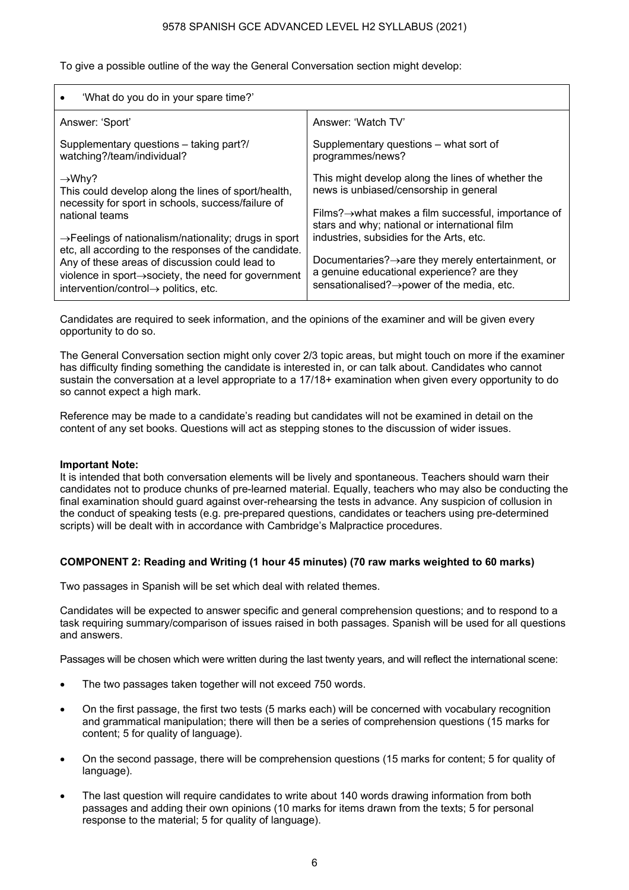To give a possible outline of the way the General Conversation section might develop:

| • 'What do you do in your spare time?' | |
|---|---|
| Answer: 'Sport'<br><br>Supplementary questions – taking part?/ watching?/team/individual?<br><br>→Why?<br>This could develop along the lines of sport/health, necessity for sport in schools, success/failure of national teams<br><br>→Feelings of nationalism/nationality; drugs in sport etc, all according to the responses of the candidate. Any of these areas of discussion could lead to violence in sport→society, the need for government intervention/control→ politics, etc. | Answer: 'Watch TV'<br><br>Supplementary questions – what sort of programmes/news?<br><br>This might develop along the lines of whether the news is unbiased/censorship in general<br><br>Films?→what makes a film successful, importance of stars and why; national or international film industries, subsidies for the Arts, etc.<br><br>Documentaries?→are they merely entertainment, or a genuine educational experience? are they sensationalised?→power of the media, etc. |

Candidates are required to seek information, and the opinions of the examiner and will be given every opportunity to do so.

The General Conversation section might only cover 2/3 topic areas, but might touch on more if the examiner has difficulty finding something the candidate is interested in, or can talk about. Candidates who cannot sustain the conversation at a level appropriate to a 17/18+ examination when given every opportunity to do so cannot expect a high mark.

Reference may be made to a candidate's reading but candidates will not be examined in detail on the content of any set books. Questions will act as stepping stones to the discussion of wider issues.

**Important Note:**
It is intended that both conversation elements will be lively and spontaneous. Teachers should warn their candidates not to produce chunks of pre-learned material. Equally, teachers who may also be conducting the final examination should guard against over-rehearsing the tests in advance. Any suspicion of collusion in the conduct of speaking tests (e.g. pre-prepared questions, candidates or teachers using pre-determined scripts) will be dealt with in accordance with Cambridge's Malpractice procedures.

**COMPONENT 2: Reading and Writing (1 hour 45 minutes) (70 raw marks weighted to 60 marks)**

Two passages in Spanish will be set which deal with related themes.

Candidates will be expected to answer specific and general comprehension questions; and to respond to a task requiring summary/comparison of issues raised in both passages. Spanish will be used for all questions and answers.

Passages will be chosen which were written during the last twenty years, and will reflect the international scene:

- The two passages taken together will not exceed 750 words.
- On the first passage, the first two tests (5 marks each) will be concerned with vocabulary recognition and grammatical manipulation; there will then be a series of comprehension questions (15 marks for content; 5 for quality of language).
- On the second passage, there will be comprehension questions (15 marks for content; 5 for quality of language).
- The last question will require candidates to write about 140 words drawing information from both passages and adding their own opinions (10 marks for items drawn from the texts; 5 for personal response to the material; 5 for quality of language).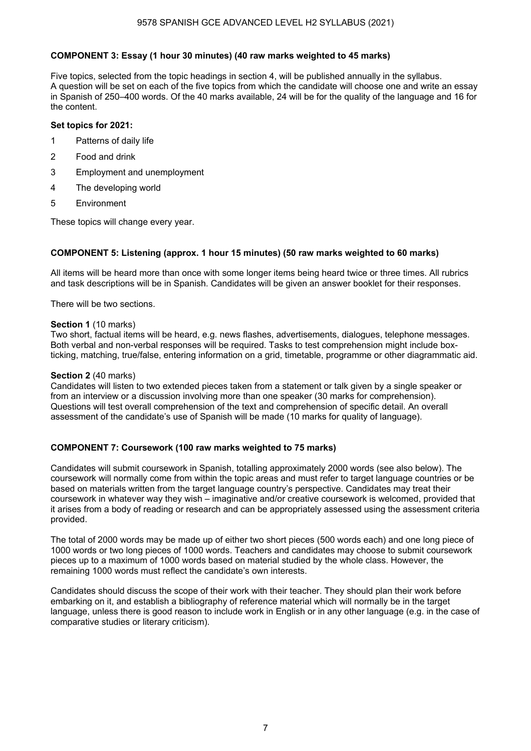### COMPONENT 3: Essay (1 hour 30 minutes) (40 raw marks weighted to 45 marks)

Five topics, selected from the topic headings in section 4, will be published annually in the syllabus. A question will be set on each of the five topics from which the candidate will choose one and write an essay in Spanish of 250–400 words. Of the 40 marks available, 24 will be for the quality of the language and 16 for the content.

**Set topics for 2021:**

1 Patterns of daily life

2 Food and drink

3 Employment and unemployment

4 The developing world

5 Environment

These topics will change every year.

### COMPONENT 5: Listening (approx. 1 hour 15 minutes) (50 raw marks weighted to 60 marks)

All items will be heard more than once with some longer items being heard twice or three times. All rubrics and task descriptions will be in Spanish. Candidates will be given an answer booklet for their responses.

There will be two sections.

**Section 1** (10 marks)
Two short, factual items will be heard, e.g. news flashes, advertisements, dialogues, telephone messages. Both verbal and non-verbal responses will be required. Tasks to test comprehension might include box-ticking, matching, true/false, entering information on a grid, timetable, programme or other diagrammatic aid.

**Section 2** (40 marks)
Candidates will listen to two extended pieces taken from a statement or talk given by a single speaker or from an interview or a discussion involving more than one speaker (30 marks for comprehension). Questions will test overall comprehension of the text and comprehension of specific detail. An overall assessment of the candidate's use of Spanish will be made (10 marks for quality of language).

### COMPONENT 7: Coursework (100 raw marks weighted to 75 marks)

Candidates will submit coursework in Spanish, totalling approximately 2000 words (see also below). The coursework will normally come from within the topic areas and must refer to target language countries or be based on materials written from the target language country's perspective. Candidates may treat their coursework in whatever way they wish – imaginative and/or creative coursework is welcomed, provided that it arises from a body of reading or research and can be appropriately assessed using the assessment criteria provided.

The total of 2000 words may be made up of either two short pieces (500 words each) and one long piece of 1000 words or two long pieces of 1000 words. Teachers and candidates may choose to submit coursework pieces up to a maximum of 1000 words based on material studied by the whole class. However, the remaining 1000 words must reflect the candidate's own interests.

Candidates should discuss the scope of their work with their teacher. They should plan their work before embarking on it, and establish a bibliography of reference material which will normally be in the target language, unless there is good reason to include work in English or in any other language (e.g. in the case of comparative studies or literary criticism).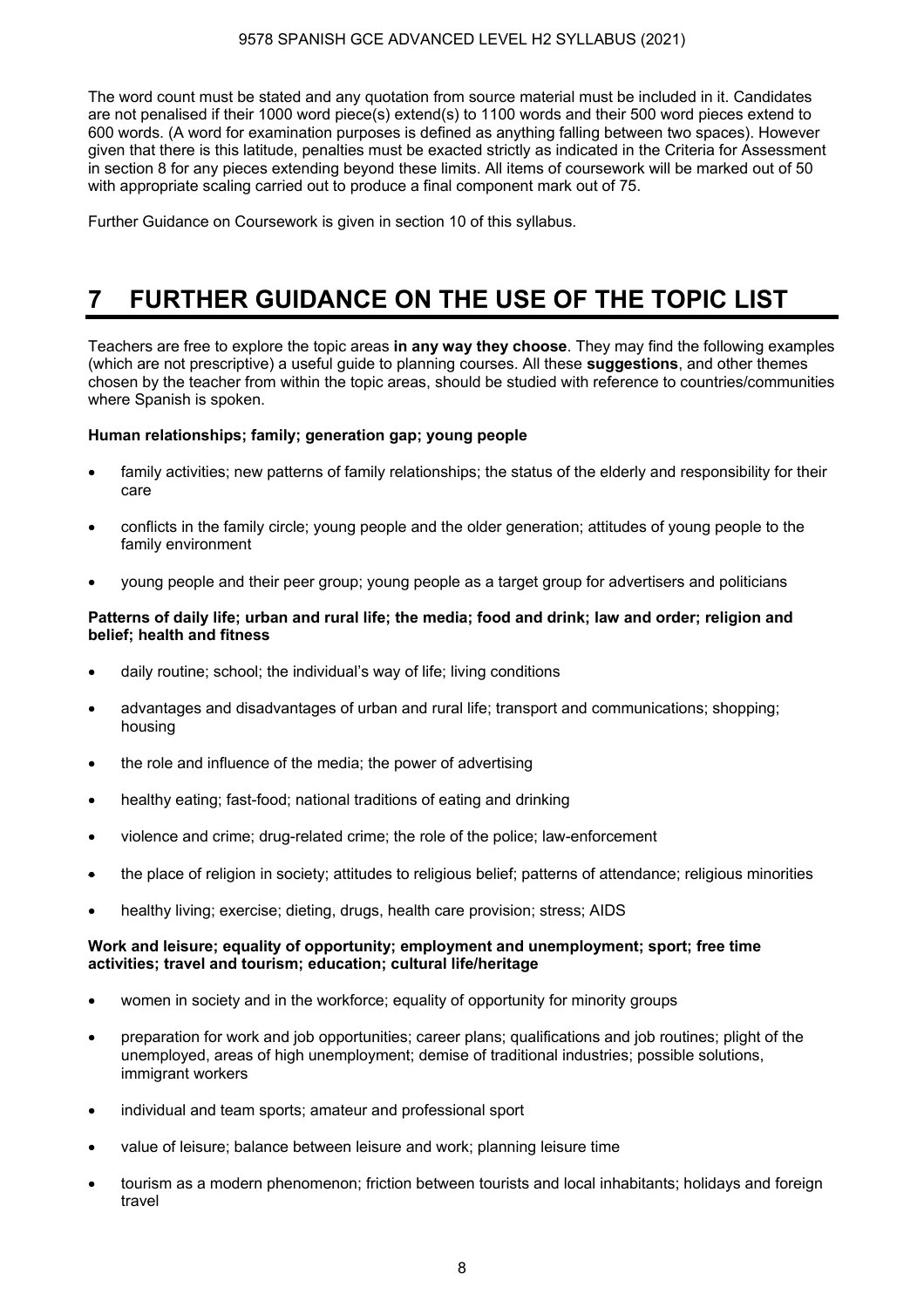The word count must be stated and any quotation from source material must be included in it. Candidates are not penalised if their 1000 word piece(s) extend(s) to 1100 words and their 500 word pieces extend to 600 words. (A word for examination purposes is defined as anything falling between two spaces). However given that there is this latitude, penalties must be exacted strictly as indicated in the Criteria for Assessment in section 8 for any pieces extending beyond these limits. All items of coursework will be marked out of 50 with appropriate scaling carried out to produce a final component mark out of 75.

Further Guidance on Coursework is given in section 10 of this syllabus.

# 7 FURTHER GUIDANCE ON THE USE OF THE TOPIC LIST

Teachers are free to explore the topic areas **in any way they choose**. They may find the following examples (which are not prescriptive) a useful guide to planning courses. All these **suggestions**, and other themes chosen by the teacher from within the topic areas, should be studied with reference to countries/communities where Spanish is spoken.

**Human relationships; family; generation gap; young people**

- family activities; new patterns of family relationships; the status of the elderly and responsibility for their care
- conflicts in the family circle; young people and the older generation; attitudes of young people to the family environment
- young people and their peer group; young people as a target group for advertisers and politicians

**Patterns of daily life; urban and rural life; the media; food and drink; law and order; religion and belief; health and fitness**

- daily routine; school; the individual's way of life; living conditions
- advantages and disadvantages of urban and rural life; transport and communications; shopping; housing
- the role and influence of the media; the power of advertising
- healthy eating; fast-food; national traditions of eating and drinking
- violence and crime; drug-related crime; the role of the police; law-enforcement
- the place of religion in society; attitudes to religious belief; patterns of attendance; religious minorities
- healthy living; exercise; dieting, drugs, health care provision; stress; AIDS

**Work and leisure; equality of opportunity; employment and unemployment; sport; free time activities; travel and tourism; education; cultural life/heritage**

- women in society and in the workforce; equality of opportunity for minority groups
- preparation for work and job opportunities; career plans; qualifications and job routines; plight of the unemployed, areas of high unemployment; demise of traditional industries; possible solutions, immigrant workers
- individual and team sports; amateur and professional sport
- value of leisure; balance between leisure and work; planning leisure time
- tourism as a modern phenomenon; friction between tourists and local inhabitants; holidays and foreign travel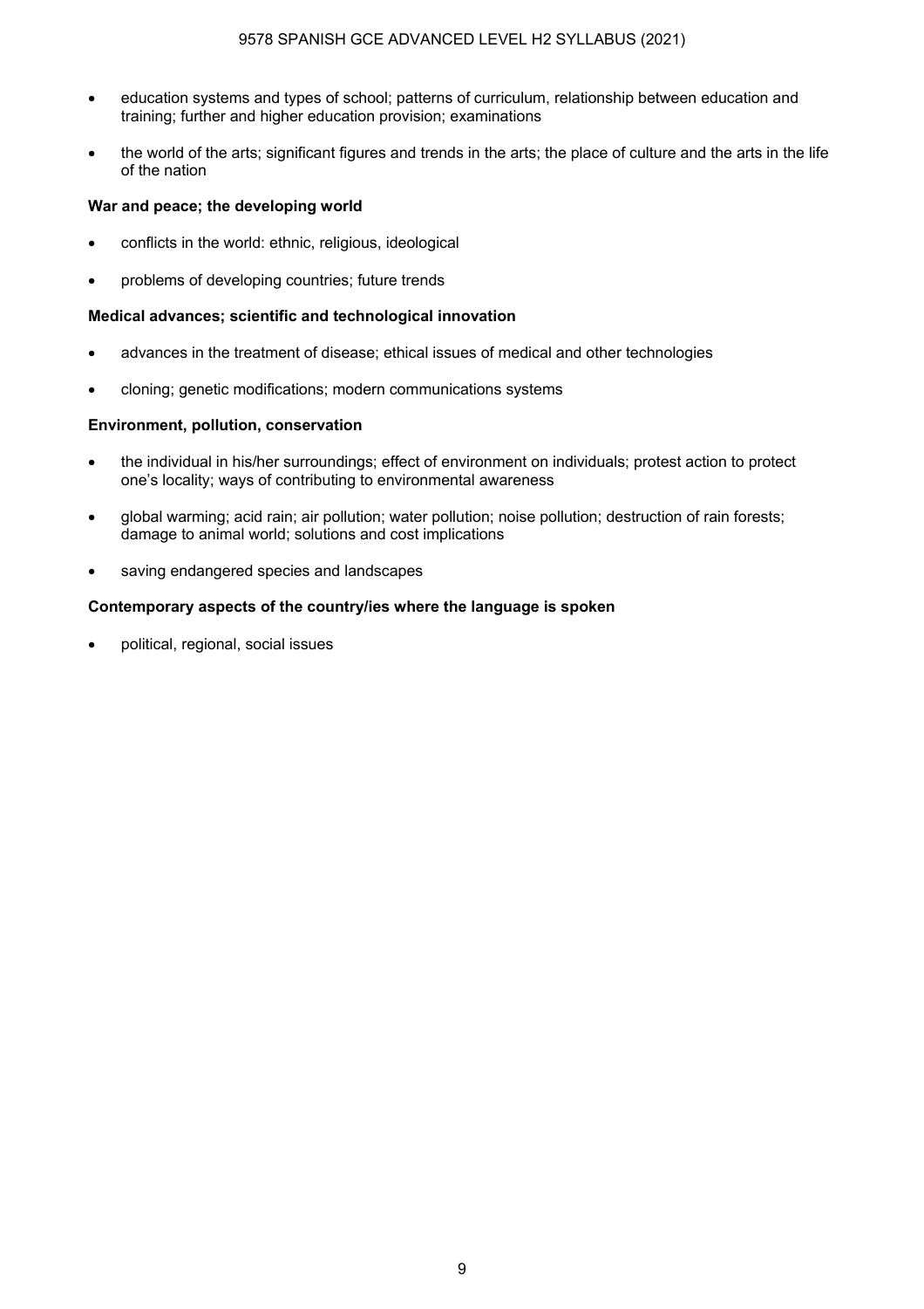- education systems and types of school; patterns of curriculum, relationship between education and training; further and higher education provision; examinations

- the world of the arts; significant figures and trends in the arts; the place of culture and the arts in the life of the nation

**War and peace; the developing world**

- conflicts in the world: ethnic, religious, ideological

- problems of developing countries; future trends

**Medical advances; scientific and technological innovation**

- advances in the treatment of disease; ethical issues of medical and other technologies

- cloning; genetic modifications; modern communications systems

**Environment, pollution, conservation**

- the individual in his/her surroundings; effect of environment on individuals; protest action to protect one's locality; ways of contributing to environmental awareness

- global warming; acid rain; air pollution; water pollution; noise pollution; destruction of rain forests; damage to animal world; solutions and cost implications

- saving endangered species and landscapes

**Contemporary aspects of the country/ies where the language is spoken**

- political, regional, social issues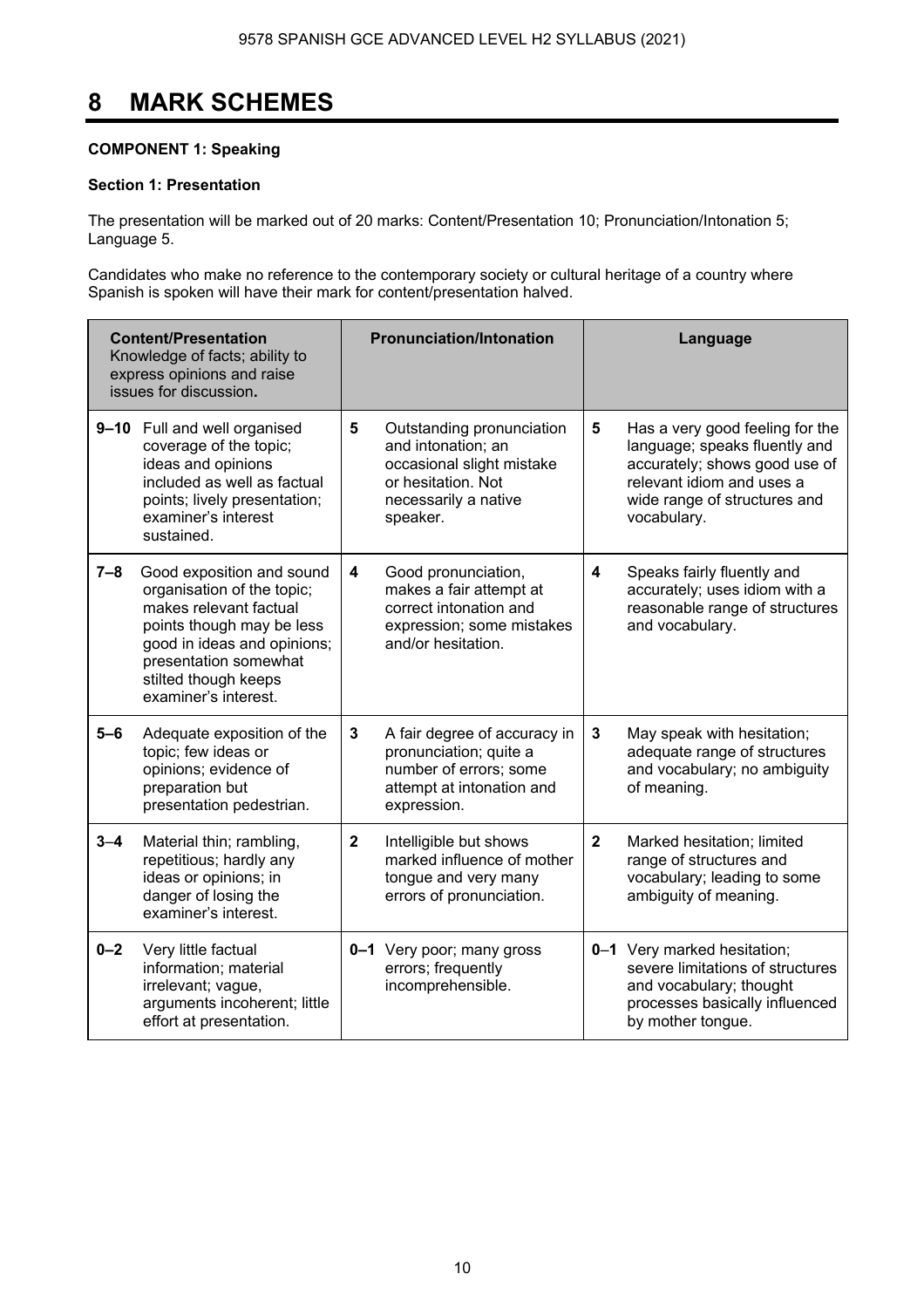# 8 MARK SCHEMES

**COMPONENT 1: Speaking**

**Section 1: Presentation**

The presentation will be marked out of 20 marks: Content/Presentation 10; Pronunciation/Intonation 5; Language 5.

Candidates who make no reference to the contemporary society or cultural heritage of a country where Spanish is spoken will have their mark for content/presentation halved.

| **Content/Presentation** Knowledge of facts; ability to express opinions and raise issues for discussion**.** | | **Pronunciation/Intonation** | | **Language** | |
|---|---|---|---|---|---|
| **9–10** | Full and well organised coverage of the topic; ideas and opinions included as well as factual points; lively presentation; examiner's interest sustained. | **5** | Outstanding pronunciation and intonation; an occasional slight mistake or hesitation. Not necessarily a native speaker. | **5** | Has a very good feeling for the language; speaks fluently and accurately; shows good use of relevant idiom and uses a wide range of structures and vocabulary. |
| **7–8** | Good exposition and sound organisation of the topic; makes relevant factual points though may be less good in ideas and opinions; presentation somewhat stilted though keeps examiner's interest. | **4** | Good pronunciation, makes a fair attempt at correct intonation and expression; some mistakes and/or hesitation. | **4** | Speaks fairly fluently and accurately; uses idiom with a reasonable range of structures and vocabulary. |
| **5–6** | Adequate exposition of the topic; few ideas or opinions; evidence of preparation but presentation pedestrian. | **3** | A fair degree of accuracy in pronunciation; quite a number of errors; some attempt at intonation and expression. | **3** | May speak with hesitation; adequate range of structures and vocabulary; no ambiguity of meaning. |
| **3–4** | Material thin; rambling, repetitious; hardly any ideas or opinions; in danger of losing the examiner's interest. | **2** | Intelligible but shows marked influence of mother tongue and very many errors of pronunciation. | **2** | Marked hesitation; limited range of structures and vocabulary; leading to some ambiguity of meaning. |
| **0–2** | Very little factual information; material irrelevant; vague, arguments incoherent; little effort at presentation. | **0–1** | Very poor; many gross errors; frequently incomprehensible. | **0–1** | Very marked hesitation; severe limitations of structures and vocabulary; thought processes basically influenced by mother tongue. |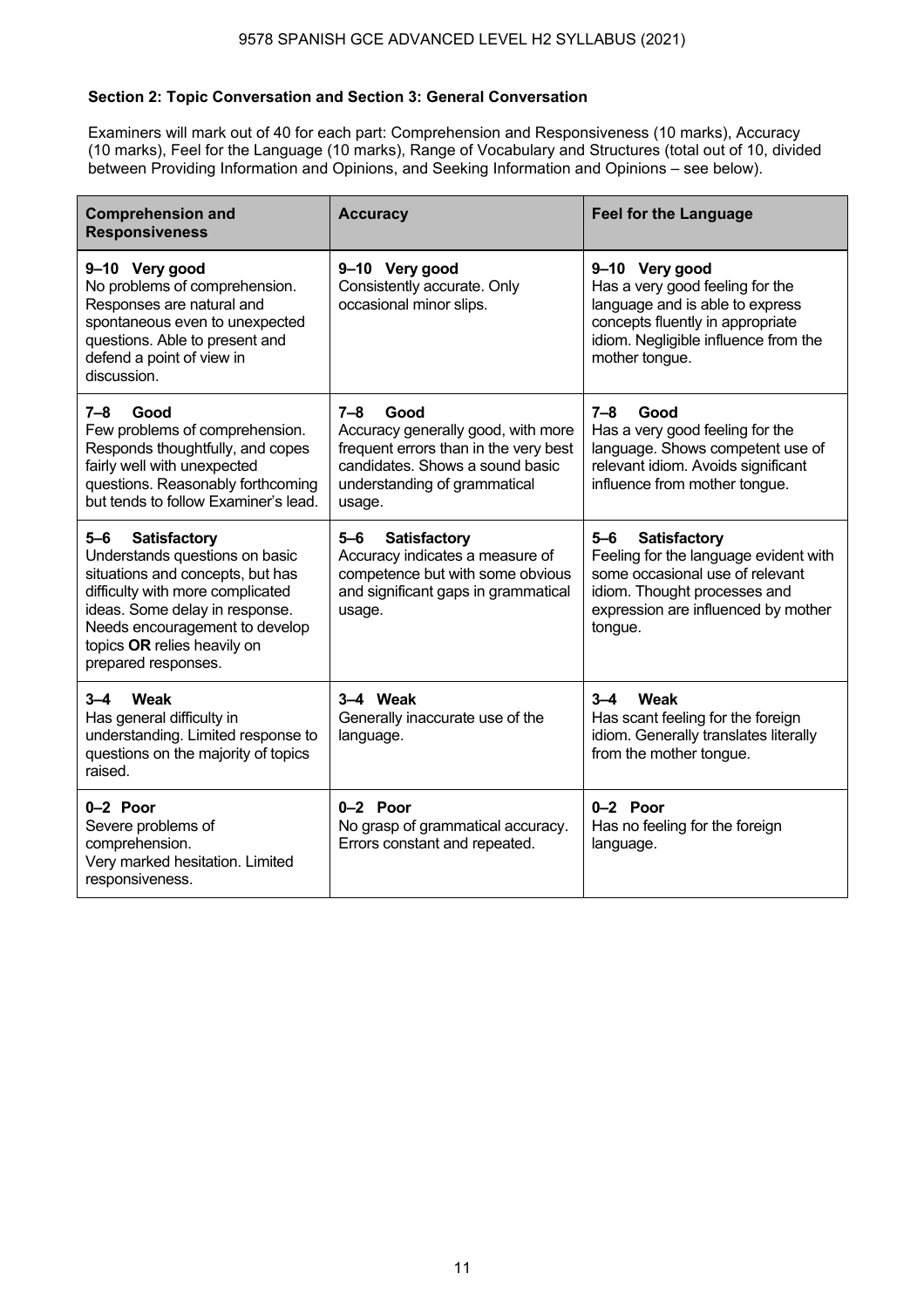### Section 2: Topic Conversation and Section 3: General Conversation

Examiners will mark out of 40 for each part: Comprehension and Responsiveness (10 marks), Accuracy (10 marks), Feel for the Language (10 marks), Range of Vocabulary and Structures (total out of 10, divided between Providing Information and Opinions, and Seeking Information and Opinions – see below).

| Comprehension and Responsiveness | Accuracy | Feel for the Language |
|---|---|---|
| **9–10 Very good**<br>No problems of comprehension. Responses are natural and spontaneous even to unexpected questions. Able to present and defend a point of view in discussion. | **9–10 Very good**<br>Consistently accurate. Only occasional minor slips. | **9–10 Very good**<br>Has a very good feeling for the language and is able to express concepts fluently in appropriate idiom. Negligible influence from the mother tongue. |
| **7–8 Good**<br>Few problems of comprehension. Responds thoughtfully, and copes fairly well with unexpected questions. Reasonably forthcoming but tends to follow Examiner's lead. | **7–8 Good**<br>Accuracy generally good, with more frequent errors than in the very best candidates. Shows a sound basic understanding of grammatical usage. | **7–8 Good**<br>Has a very good feeling for the language. Shows competent use of relevant idiom. Avoids significant influence from mother tongue. |
| **5–6 Satisfactory**<br>Understands questions on basic situations and concepts, but has difficulty with more complicated ideas. Some delay in response. Needs encouragement to develop topics **OR** relies heavily on prepared responses. | **5–6 Satisfactory**<br>Accuracy indicates a measure of competence but with some obvious and significant gaps in grammatical usage. | **5–6 Satisfactory**<br>Feeling for the language evident with some occasional use of relevant idiom. Thought processes and expression are influenced by mother tongue. |
| **3–4 Weak**<br>Has general difficulty in understanding. Limited response to questions on the majority of topics raised. | **3–4 Weak**<br>Generally inaccurate use of the language. | **3–4 Weak**<br>Has scant feeling for the foreign idiom. Generally translates literally from the mother tongue. |
| **0–2 Poor**<br>Severe problems of comprehension.<br>Very marked hesitation. Limited responsiveness. | **0–2 Poor**<br>No grasp of grammatical accuracy. Errors constant and repeated. | **0–2 Poor**<br>Has no feeling for the foreign language. |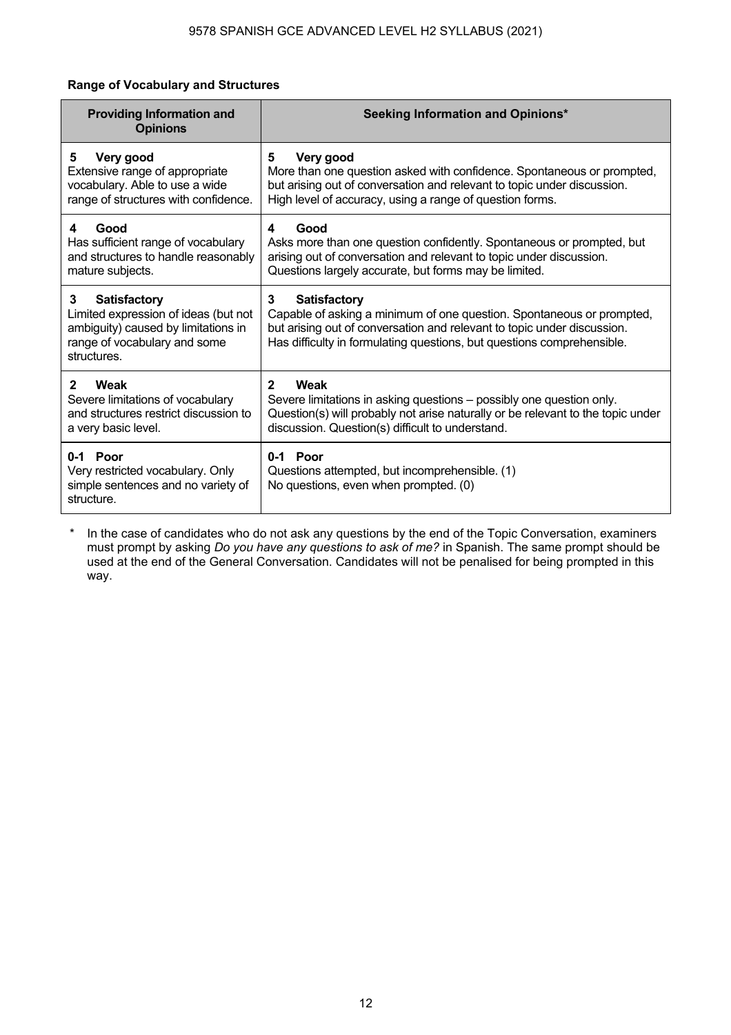**Range of Vocabulary and Structures**

| Providing Information and Opinions | Seeking Information and Opinions* |
|---|---|
| **5 Very good**<br>Extensive range of appropriate vocabulary. Able to use a wide range of structures with confidence. | **5 Very good**<br>More than one question asked with confidence. Spontaneous or prompted, but arising out of conversation and relevant to topic under discussion. High level of accuracy, using a range of question forms. |
| **4 Good**<br>Has sufficient range of vocabulary and structures to handle reasonably mature subjects. | **4 Good**<br>Asks more than one question confidently. Spontaneous or prompted, but arising out of conversation and relevant to topic under discussion. Questions largely accurate, but forms may be limited. |
| **3 Satisfactory**<br>Limited expression of ideas (but not ambiguity) caused by limitations in range of vocabulary and some structures. | **3 Satisfactory**<br>Capable of asking a minimum of one question. Spontaneous or prompted, but arising out of conversation and relevant to topic under discussion. Has difficulty in formulating questions, but questions comprehensible. |
| **2 Weak**<br>Severe limitations of vocabulary and structures restrict discussion to a very basic level. | **2 Weak**<br>Severe limitations in asking questions – possibly one question only. Question(s) will probably not arise naturally or be relevant to the topic under discussion. Question(s) difficult to understand. |
| **0-1 Poor**<br>Very restricted vocabulary. Only simple sentences and no variety of structure. | **0-1 Poor**<br>Questions attempted, but incomprehensible. (1)<br>No questions, even when prompted. (0) |

\* In the case of candidates who do not ask any questions by the end of the Topic Conversation, examiners must prompt by asking *Do you have any questions to ask of me?* in Spanish. The same prompt should be used at the end of the General Conversation. Candidates will not be penalised for being prompted in this way.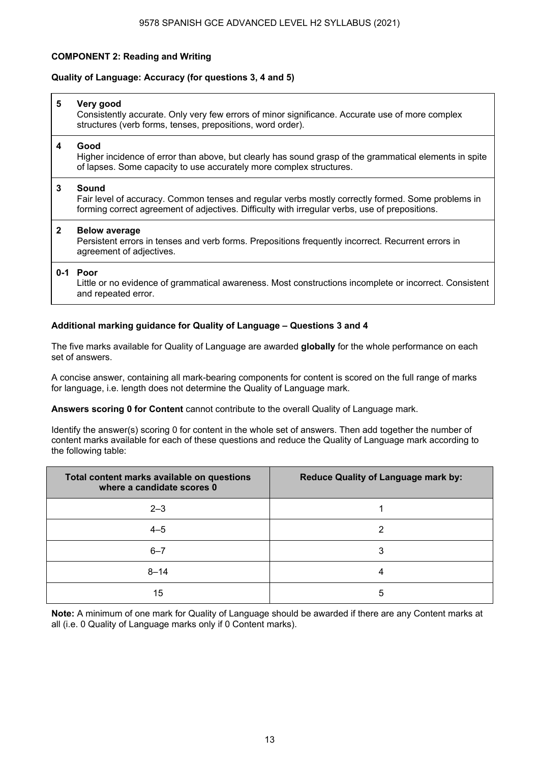**COMPONENT 2: Reading and Writing**

**Quality of Language: Accuracy (for questions 3, 4 and 5)**

| | |
|---|---|
| **5** | **Very good**<br>Consistently accurate. Only very few errors of minor significance. Accurate use of more complex structures (verb forms, tenses, prepositions, word order). |
| **4** | **Good**<br>Higher incidence of error than above, but clearly has sound grasp of the grammatical elements in spite of lapses. Some capacity to use accurately more complex structures. |
| **3** | **Sound**<br>Fair level of accuracy. Common tenses and regular verbs mostly correctly formed. Some problems in forming correct agreement of adjectives. Difficulty with irregular verbs, use of prepositions. |
| **2** | **Below average**<br>Persistent errors in tenses and verb forms. Prepositions frequently incorrect. Recurrent errors in agreement of adjectives. |
| **0-1** | **Poor**<br>Little or no evidence of grammatical awareness. Most constructions incomplete or incorrect. Consistent and repeated error. |

**Additional marking guidance for Quality of Language – Questions 3 and 4**

The five marks available for Quality of Language are awarded **globally** for the whole performance on each set of answers.

A concise answer, containing all mark-bearing components for content is scored on the full range of marks for language, i.e. length does not determine the Quality of Language mark.

**Answers scoring 0 for Content** cannot contribute to the overall Quality of Language mark.

Identify the answer(s) scoring 0 for content in the whole set of answers. Then add together the number of content marks available for each of these questions and reduce the Quality of Language mark according to the following table:

| Total content marks available on questions where a candidate scores 0 | Reduce Quality of Language mark by: |
|---|---|
| 2–3 | 1 |
| 4–5 | 2 |
| 6–7 | 3 |
| 8–14 | 4 |
| 15 | 5 |

**Note:** A minimum of one mark for Quality of Language should be awarded if there are any Content marks at all (i.e. 0 Quality of Language marks only if 0 Content marks).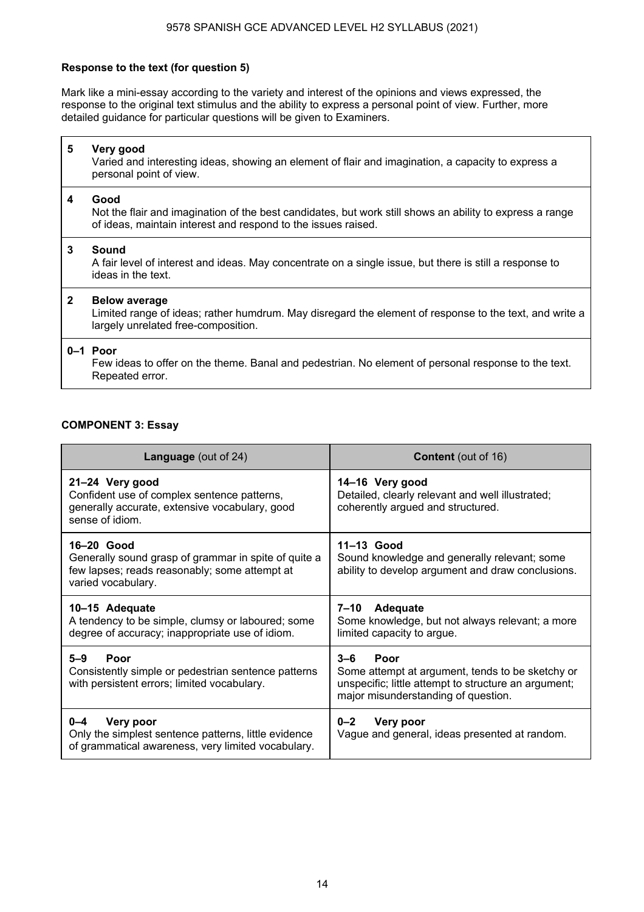**Response to the text (for question 5)**

Mark like a mini-essay according to the variety and interest of the opinions and views expressed, the response to the original text stimulus and the ability to express a personal point of view. Further, more detailed guidance for particular questions will be given to Examiners.

| | |
|---|---|
| **5** | **Very good**<br>Varied and interesting ideas, showing an element of flair and imagination, a capacity to express a personal point of view. |
| **4** | **Good**<br>Not the flair and imagination of the best candidates, but work still shows an ability to express a range of ideas, maintain interest and respond to the issues raised. |
| **3** | **Sound**<br>A fair level of interest and ideas. May concentrate on a single issue, but there is still a response to ideas in the text. |
| **2** | **Below average**<br>Limited range of ideas; rather humdrum. May disregard the element of response to the text, and write a largely unrelated free-composition. |
| **0–1** | **Poor**<br>Few ideas to offer on the theme. Banal and pedestrian. No element of personal response to the text. Repeated error. |

**COMPONENT 3: Essay**

| **Language** (out of 24) | **Content** (out of 16) |
|---|---|
| **21–24 Very good**<br>Confident use of complex sentence patterns, generally accurate, extensive vocabulary, good sense of idiom. | **14–16 Very good**<br>Detailed, clearly relevant and well illustrated; coherently argued and structured. |
| **16–20 Good**<br>Generally sound grasp of grammar in spite of quite a few lapses; reads reasonably; some attempt at varied vocabulary. | **11–13 Good**<br>Sound knowledge and generally relevant; some ability to develop argument and draw conclusions. |
| **10–15 Adequate**<br>A tendency to be simple, clumsy or laboured; some degree of accuracy; inappropriate use of idiom. | **7–10 Adequate**<br>Some knowledge, but not always relevant; a more limited capacity to argue. |
| **5–9 Poor**<br>Consistently simple or pedestrian sentence patterns with persistent errors; limited vocabulary. | **3–6 Poor**<br>Some attempt at argument, tends to be sketchy or unspecific; little attempt to structure an argument; major misunderstanding of question. |
| **0–4 Very poor**<br>Only the simplest sentence patterns, little evidence of grammatical awareness, very limited vocabulary. | **0–2 Very poor**<br>Vague and general, ideas presented at random. |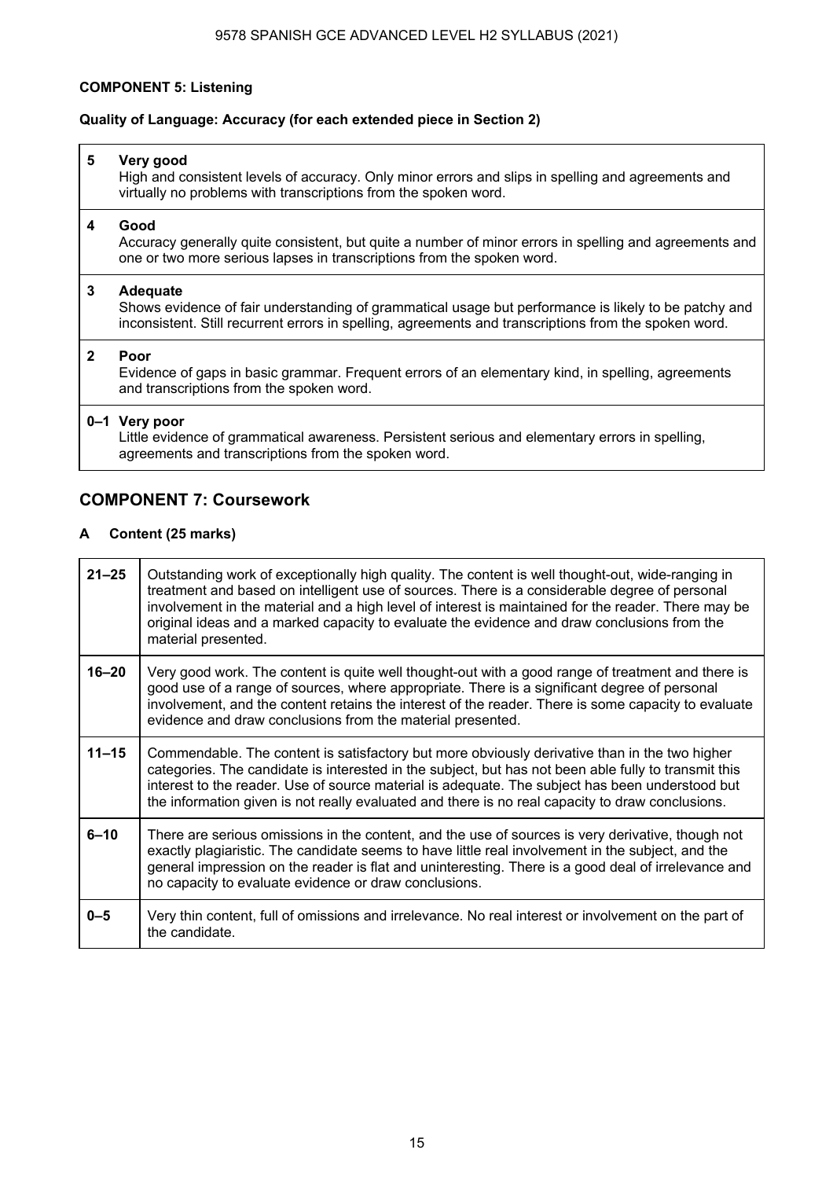**COMPONENT 5: Listening**

**Quality of Language: Accuracy (for each extended piece in Section 2)**

| Mark | Descriptor |
| --- | --- |
| **5** | **Very good**<br>High and consistent levels of accuracy. Only minor errors and slips in spelling and agreements and virtually no problems with transcriptions from the spoken word. |
| **4** | **Good**<br>Accuracy generally quite consistent, but quite a number of minor errors in spelling and agreements and one or two more serious lapses in transcriptions from the spoken word. |
| **3** | **Adequate**<br>Shows evidence of fair understanding of grammatical usage but performance is likely to be patchy and inconsistent. Still recurrent errors in spelling, agreements and transcriptions from the spoken word. |
| **2** | **Poor**<br>Evidence of gaps in basic grammar. Frequent errors of an elementary kind, in spelling, agreements and transcriptions from the spoken word. |
| **0–1** | **Very poor**<br>Little evidence of grammatical awareness. Persistent serious and elementary errors in spelling, agreements and transcriptions from the spoken word. |

## COMPONENT 7: Coursework

### A Content (25 marks)

| Marks | Descriptor |
| --- | --- |
| **21–25** | Outstanding work of exceptionally high quality. The content is well thought-out, wide-ranging in treatment and based on intelligent use of sources. There is a considerable degree of personal involvement in the material and a high level of interest is maintained for the reader. There may be original ideas and a marked capacity to evaluate the evidence and draw conclusions from the material presented. |
| **16–20** | Very good work. The content is quite well thought-out with a good range of treatment and there is good use of a range of sources, where appropriate. There is a significant degree of personal involvement, and the content retains the interest of the reader. There is some capacity to evaluate evidence and draw conclusions from the material presented. |
| **11–15** | Commendable. The content is satisfactory but more obviously derivative than in the two higher categories. The candidate is interested in the subject, but has not been able fully to transmit this interest to the reader. Use of source material is adequate. The subject has been understood but the information given is not really evaluated and there is no real capacity to draw conclusions. |
| **6–10** | There are serious omissions in the content, and the use of sources is very derivative, though not exactly plagiaristic. The candidate seems to have little real involvement in the subject, and the general impression on the reader is flat and uninteresting. There is a good deal of irrelevance and no capacity to evaluate evidence or draw conclusions. |
| **0–5** | Very thin content, full of omissions and irrelevance. No real interest or involvement on the part of the candidate. |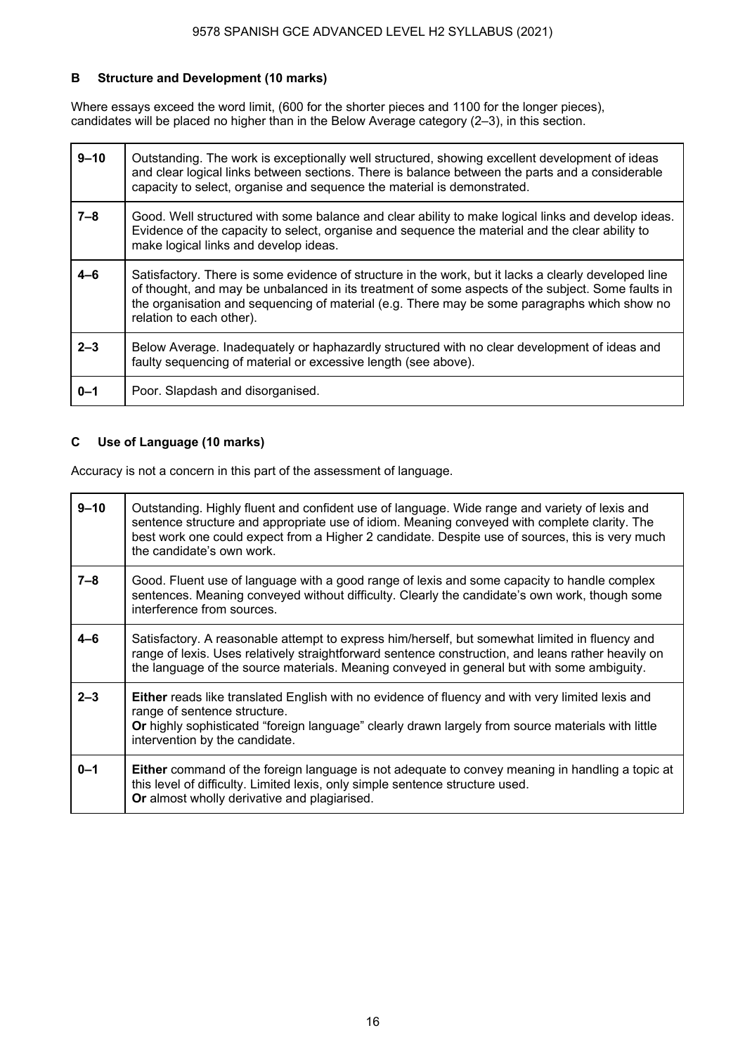### B Structure and Development (10 marks)

Where essays exceed the word limit, (600 for the shorter pieces and 1100 for the longer pieces), candidates will be placed no higher than in the Below Average category (2–3), in this section.

| | |
|---|---|
| 9–10 | Outstanding. The work is exceptionally well structured, showing excellent development of ideas and clear logical links between sections. There is balance between the parts and a considerable capacity to select, organise and sequence the material is demonstrated. |
| 7–8 | Good. Well structured with some balance and clear ability to make logical links and develop ideas. Evidence of the capacity to select, organise and sequence the material and the clear ability to make logical links and develop ideas. |
| 4–6 | Satisfactory. There is some evidence of structure in the work, but it lacks a clearly developed line of thought, and may be unbalanced in its treatment of some aspects of the subject. Some faults in the organisation and sequencing of material (e.g. There may be some paragraphs which show no relation to each other). |
| 2–3 | Below Average. Inadequately or haphazardly structured with no clear development of ideas and faulty sequencing of material or excessive length (see above). |
| 0–1 | Poor. Slapdash and disorganised. |

### C Use of Language (10 marks)

Accuracy is not a concern in this part of the assessment of language.

| | |
|---|---|
| 9–10 | Outstanding. Highly fluent and confident use of language. Wide range and variety of lexis and sentence structure and appropriate use of idiom. Meaning conveyed with complete clarity. The best work one could expect from a Higher 2 candidate. Despite use of sources, this is very much the candidate's own work. |
| 7–8 | Good. Fluent use of language with a good range of lexis and some capacity to handle complex sentences. Meaning conveyed without difficulty. Clearly the candidate's own work, though some interference from sources. |
| 4–6 | Satisfactory. A reasonable attempt to express him/herself, but somewhat limited in fluency and range of lexis. Uses relatively straightforward sentence construction, and leans rather heavily on the language of the source materials. Meaning conveyed in general but with some ambiguity. |
| 2–3 | **Either** reads like translated English with no evidence of fluency and with very limited lexis and range of sentence structure.<br>**Or** highly sophisticated "foreign language" clearly drawn largely from source materials with little intervention by the candidate. |
| 0–1 | **Either** command of the foreign language is not adequate to convey meaning in handling a topic at this level of difficulty. Limited lexis, only simple sentence structure used.<br>**Or** almost wholly derivative and plagiarised. |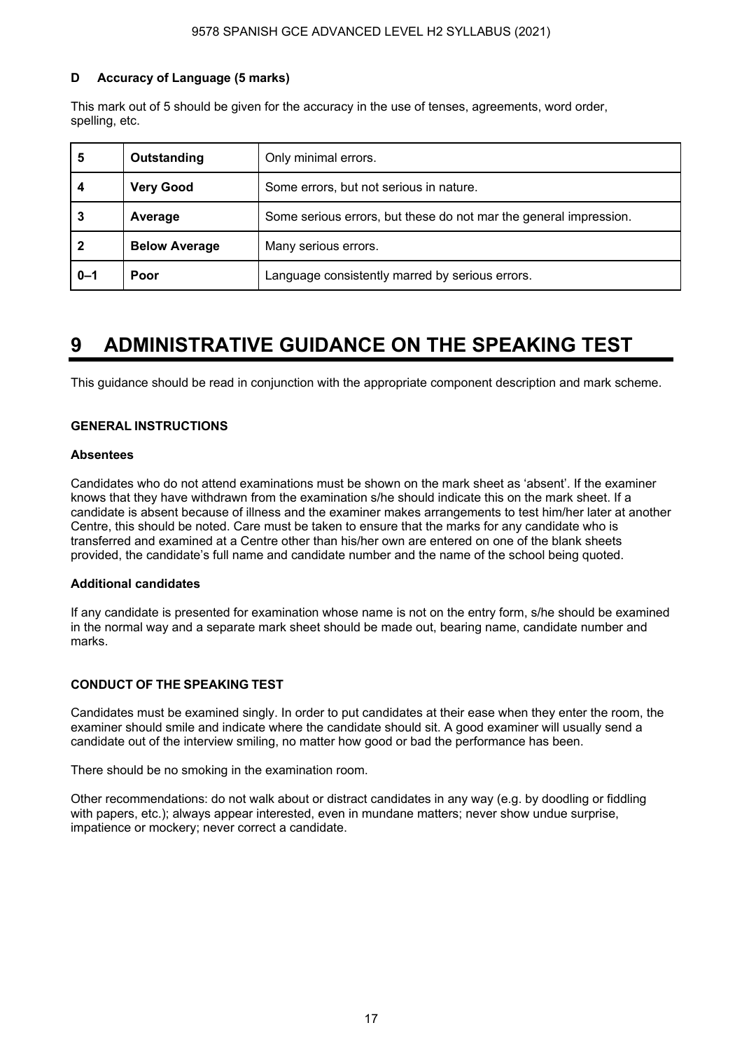### D Accuracy of Language (5 marks)

This mark out of 5 should be given for the accuracy in the use of tenses, agreements, word order, spelling, etc.

| | | |
|---|---|---|
| 5 | **Outstanding** | Only minimal errors. |
| 4 | **Very Good** | Some errors, but not serious in nature. |
| 3 | **Average** | Some serious errors, but these do not mar the general impression. |
| 2 | **Below Average** | Many serious errors. |
| 0–1 | **Poor** | Language consistently marred by serious errors. |

# 9 ADMINISTRATIVE GUIDANCE ON THE SPEAKING TEST

This guidance should be read in conjunction with the appropriate component description and mark scheme.

## GENERAL INSTRUCTIONS

### Absentees

Candidates who do not attend examinations must be shown on the mark sheet as 'absent'. If the examiner knows that they have withdrawn from the examination s/he should indicate this on the mark sheet. If a candidate is absent because of illness and the examiner makes arrangements to test him/her later at another Centre, this should be noted. Care must be taken to ensure that the marks for any candidate who is transferred and examined at a Centre other than his/her own are entered on one of the blank sheets provided, the candidate's full name and candidate number and the name of the school being quoted.

### Additional candidates

If any candidate is presented for examination whose name is not on the entry form, s/he should be examined in the normal way and a separate mark sheet should be made out, bearing name, candidate number and marks.

## CONDUCT OF THE SPEAKING TEST

Candidates must be examined singly. In order to put candidates at their ease when they enter the room, the examiner should smile and indicate where the candidate should sit. A good examiner will usually send a candidate out of the interview smiling, no matter how good or bad the performance has been.

There should be no smoking in the examination room.

Other recommendations: do not walk about or distract candidates in any way (e.g. by doodling or fiddling with papers, etc.); always appear interested, even in mundane matters; never show undue surprise, impatience or mockery; never correct a candidate.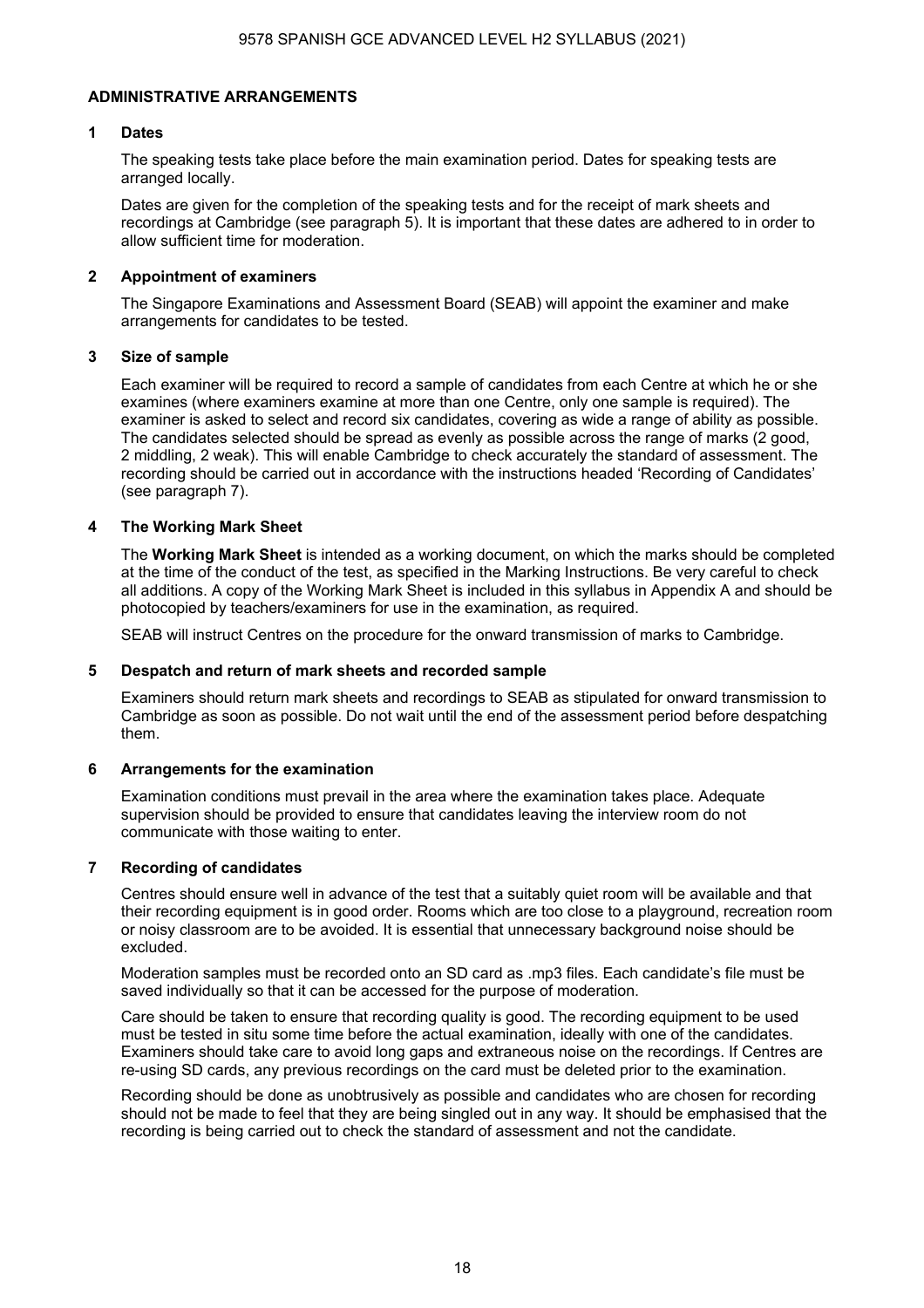## ADMINISTRATIVE ARRANGEMENTS

### 1 Dates

The speaking tests take place before the main examination period. Dates for speaking tests are arranged locally.

Dates are given for the completion of the speaking tests and for the receipt of mark sheets and recordings at Cambridge (see paragraph 5). It is important that these dates are adhered to in order to allow sufficient time for moderation.

### 2 Appointment of examiners

The Singapore Examinations and Assessment Board (SEAB) will appoint the examiner and make arrangements for candidates to be tested.

### 3 Size of sample

Each examiner will be required to record a sample of candidates from each Centre at which he or she examines (where examiners examine at more than one Centre, only one sample is required). The examiner is asked to select and record six candidates, covering as wide a range of ability as possible. The candidates selected should be spread as evenly as possible across the range of marks (2 good, 2 middling, 2 weak). This will enable Cambridge to check accurately the standard of assessment. The recording should be carried out in accordance with the instructions headed 'Recording of Candidates' (see paragraph 7).

### 4 The Working Mark Sheet

The **Working Mark Sheet** is intended as a working document, on which the marks should be completed at the time of the conduct of the test, as specified in the Marking Instructions. Be very careful to check all additions. A copy of the Working Mark Sheet is included in this syllabus in Appendix A and should be photocopied by teachers/examiners for use in the examination, as required.

SEAB will instruct Centres on the procedure for the onward transmission of marks to Cambridge.

### 5 Despatch and return of mark sheets and recorded sample

Examiners should return mark sheets and recordings to SEAB as stipulated for onward transmission to Cambridge as soon as possible. Do not wait until the end of the assessment period before despatching them.

### 6 Arrangements for the examination

Examination conditions must prevail in the area where the examination takes place. Adequate supervision should be provided to ensure that candidates leaving the interview room do not communicate with those waiting to enter.

### 7 Recording of candidates

Centres should ensure well in advance of the test that a suitably quiet room will be available and that their recording equipment is in good order. Rooms which are too close to a playground, recreation room or noisy classroom are to be avoided. It is essential that unnecessary background noise should be excluded.

Moderation samples must be recorded onto an SD card as .mp3 files. Each candidate's file must be saved individually so that it can be accessed for the purpose of moderation.

Care should be taken to ensure that recording quality is good. The recording equipment to be used must be tested in situ some time before the actual examination, ideally with one of the candidates. Examiners should take care to avoid long gaps and extraneous noise on the recordings. If Centres are re-using SD cards, any previous recordings on the card must be deleted prior to the examination.

Recording should be done as unobtrusively as possible and candidates who are chosen for recording should not be made to feel that they are being singled out in any way. It should be emphasised that the recording is being carried out to check the standard of assessment and not the candidate.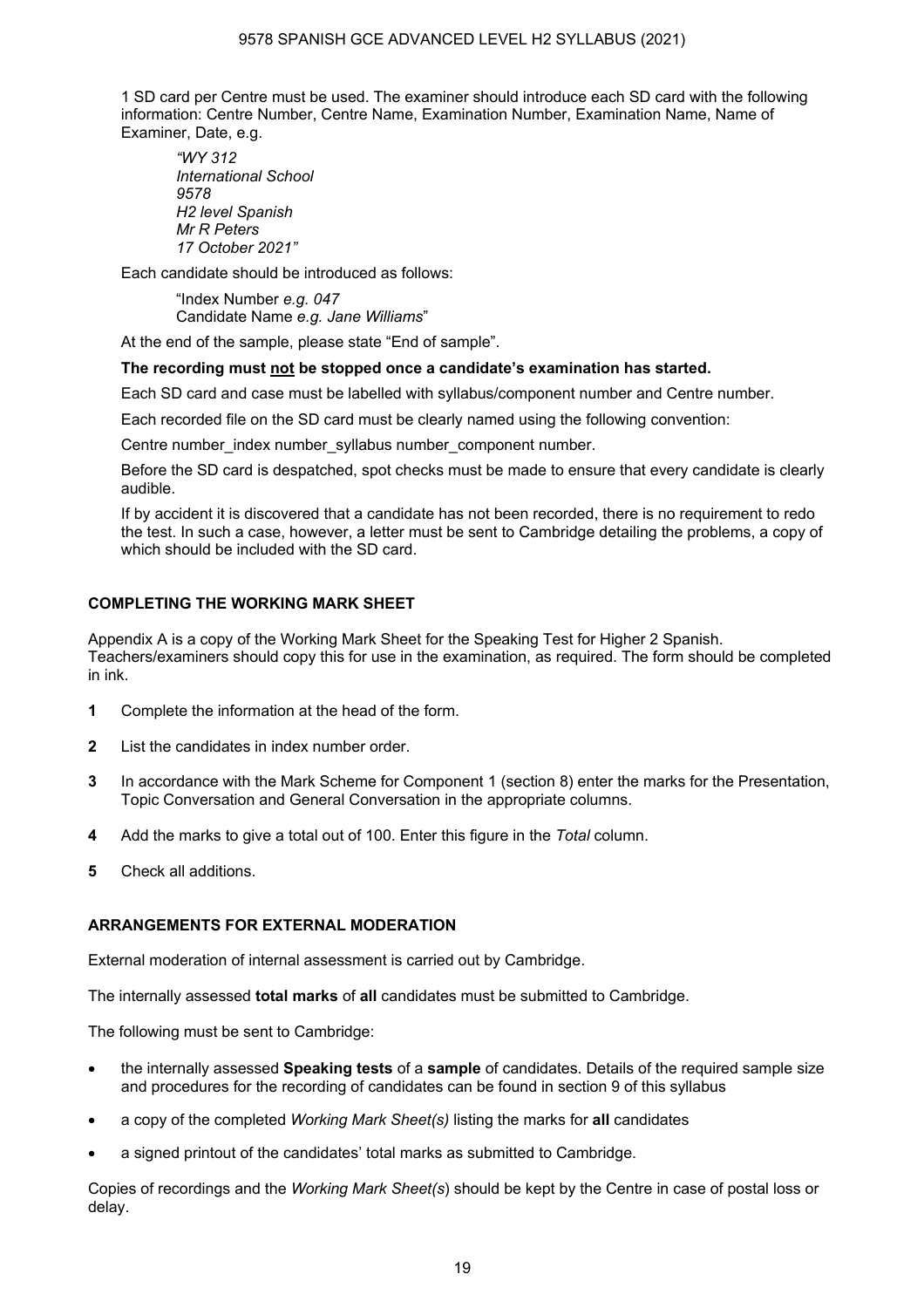1 SD card per Centre must be used. The examiner should introduce each SD card with the following information: Centre Number, Centre Name, Examination Number, Examination Name, Name of Examiner, Date, e.g.

> *"WY 312*
> *International School*
> *9578*
> *H2 level Spanish*
> *Mr R Peters*
> *17 October 2021"*

Each candidate should be introduced as follows:

> "Index Number *e.g. 047*
> Candidate Name *e.g. Jane Williams*"

At the end of the sample, please state "End of sample".

**The recording must <u>not</u> be stopped once a candidate's examination has started.**

Each SD card and case must be labelled with syllabus/component number and Centre number.

Each recorded file on the SD card must be clearly named using the following convention:

Centre number_index number_syllabus number_component number.

Before the SD card is despatched, spot checks must be made to ensure that every candidate is clearly audible.

If by accident it is discovered that a candidate has not been recorded, there is no requirement to redo the test. In such a case, however, a letter must be sent to Cambridge detailing the problems, a copy of which should be included with the SD card.

### COMPLETING THE WORKING MARK SHEET

Appendix A is a copy of the Working Mark Sheet for the Speaking Test for Higher 2 Spanish. Teachers/examiners should copy this for use in the examination, as required. The form should be completed in ink.

1. Complete the information at the head of the form.
2. List the candidates in index number order.
3. In accordance with the Mark Scheme for Component 1 (section 8) enter the marks for the Presentation, Topic Conversation and General Conversation in the appropriate columns.
4. Add the marks to give a total out of 100. Enter this figure in the *Total* column.
5. Check all additions.

### ARRANGEMENTS FOR EXTERNAL MODERATION

External moderation of internal assessment is carried out by Cambridge.

The internally assessed **total marks** of **all** candidates must be submitted to Cambridge.

The following must be sent to Cambridge:

- the internally assessed **Speaking tests** of a **sample** of candidates. Details of the required sample size and procedures for the recording of candidates can be found in section 9 of this syllabus
- a copy of the completed *Working Mark Sheet(s)* listing the marks for **all** candidates
- a signed printout of the candidates' total marks as submitted to Cambridge.

Copies of recordings and the *Working Mark Sheet(s*) should be kept by the Centre in case of postal loss or delay.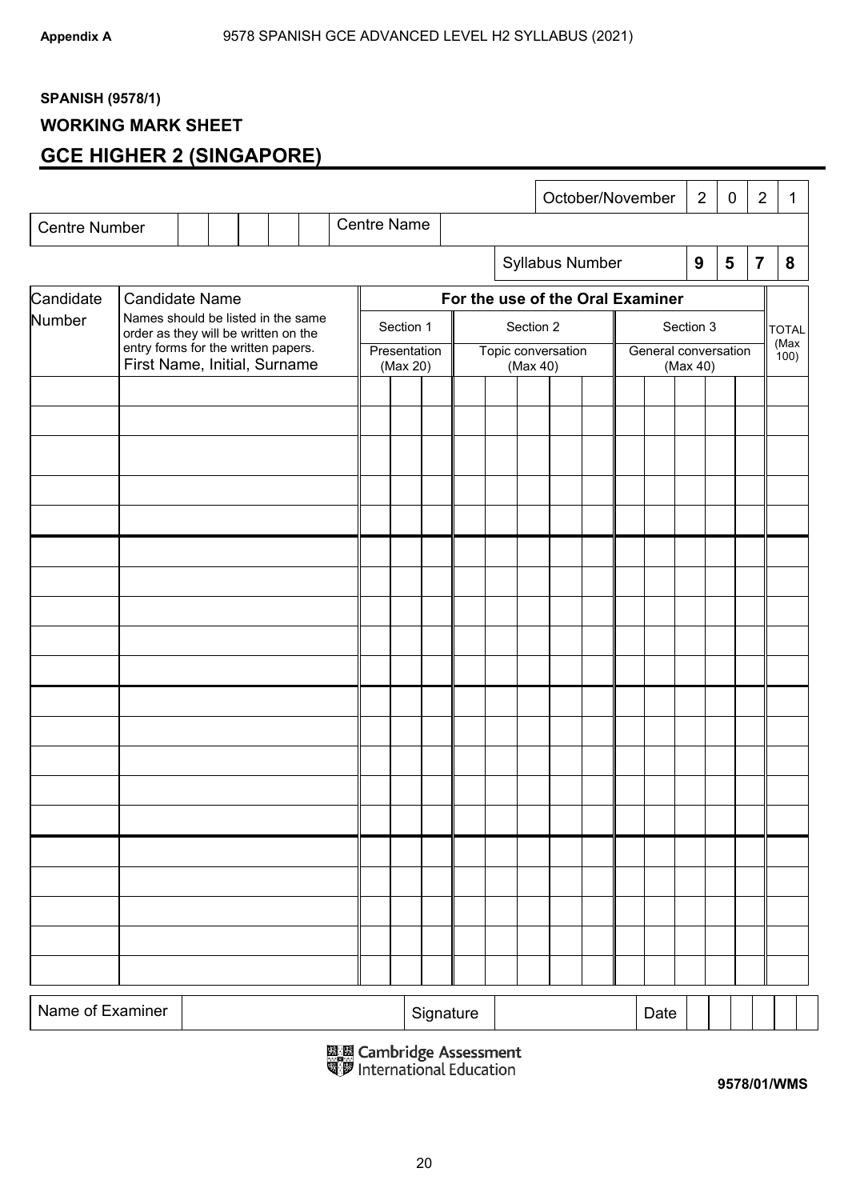**SPANISH (9578/1)**

**WORKING MARK SHEET**

## GCE HIGHER 2 (SINGAPORE)

| | |
|---|---|
| October/November | 2021 |
| Centre Number | |
| Centre Name | |
| Syllabus Number | **9578** |

| Candidate Number | Candidate Name<br>Names should be listed in the same order as they will be written on the entry forms for the written papers.<br>First Name, Initial, Surname | For the use of the Oral Examiner<br>Section 1<br>Presentation<br>(Max 20) | Section 2<br>Topic conversation<br>(Max 40) | Section 3<br>General conversation<br>(Max 40) | TOTAL<br>(Max 100) |
|---|---|---|---|---|---|
| | | | | | |
| | | | | | |
| | | | | | |
| | | | | | |
| | | | | | |
| | | | | | |
| | | | | | |
| | | | | | |
| | | | | | |
| | | | | | |
| | | | | | |
| | | | | | |
| | | | | | |
| | | | | | |
| | | | | | |
| | | | | | |
| | | | | | |
| | | | | | |
| | | | | | |
| | | | | | |

| Name of Examiner | | Signature | | Date | |
|---|---|---|---|---|---|

Cambridge Assessment International Education

**9578/01/WMS**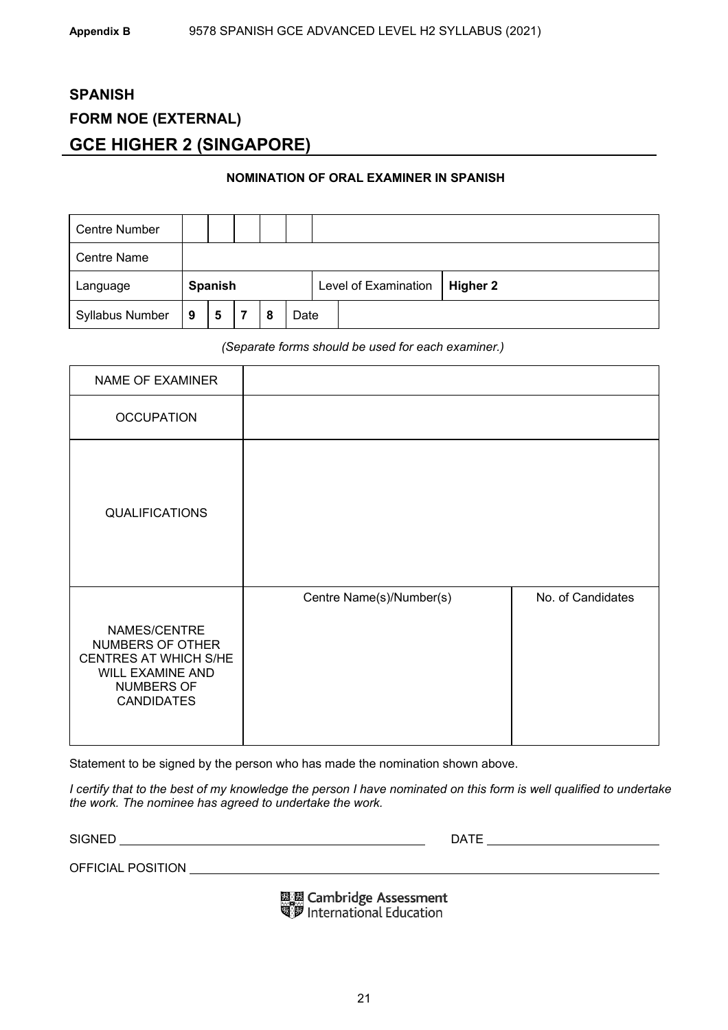**SPANISH**

**FORM NOE (EXTERNAL)**

## GCE HIGHER 2 (SINGAPORE)

**NOMINATION OF ORAL EXAMINER IN SPANISH**

| Centre Number | | | | | | | |
|---|---|---|---|---|---|---|---|
| Centre Name | | | | | | | |
| Language | **Spanish** | | | | | Level of Examination | **Higher 2** |
| Syllabus Number | **9** | **5** | **7** | **8** | Date | | |

*(Separate forms should be used for each examiner.)*

| NAME OF EXAMINER | | |
|---|---|---|
| OCCUPATION | | |
| QUALIFICATIONS | | |
| NAMES/CENTRE NUMBERS OF OTHER CENTRES AT WHICH S/HE WILL EXAMINE AND NUMBERS OF CANDIDATES | Centre Name(s)/Number(s) | No. of Candidates |

Statement to be signed by the person who has made the nomination shown above.

*I certify that to the best of my knowledge the person I have nominated on this form is well qualified to undertake the work. The nominee has agreed to undertake the work.*

SIGNED ______________________________ DATE ____________________

OFFICIAL POSITION ______________________________________________

Cambridge Assessment International Education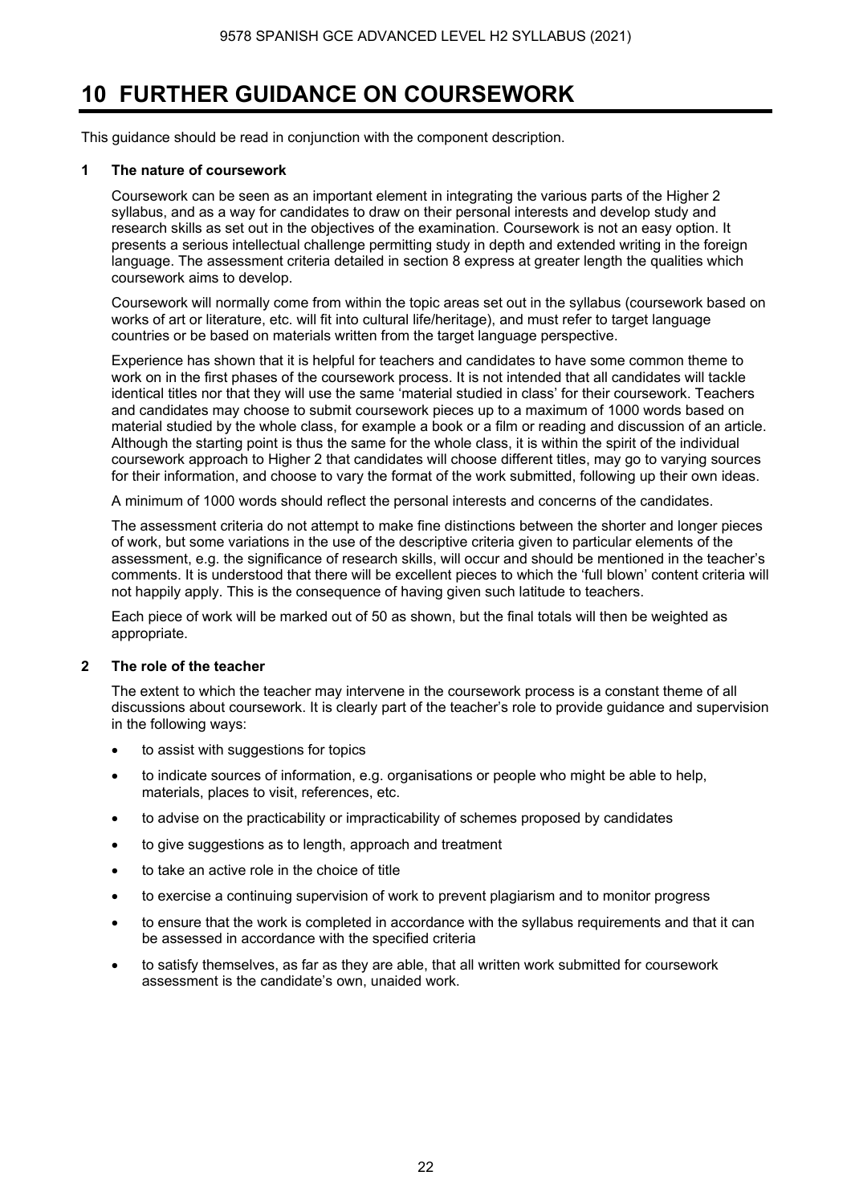# 10 FURTHER GUIDANCE ON COURSEWORK

This guidance should be read in conjunction with the component description.

**1 The nature of coursework**

Coursework can be seen as an important element in integrating the various parts of the Higher 2 syllabus, and as a way for candidates to draw on their personal interests and develop study and research skills as set out in the objectives of the examination. Coursework is not an easy option. It presents a serious intellectual challenge permitting study in depth and extended writing in the foreign language. The assessment criteria detailed in section 8 express at greater length the qualities which coursework aims to develop.

Coursework will normally come from within the topic areas set out in the syllabus (coursework based on works of art or literature, etc. will fit into cultural life/heritage), and must refer to target language countries or be based on materials written from the target language perspective.

Experience has shown that it is helpful for teachers and candidates to have some common theme to work on in the first phases of the coursework process. It is not intended that all candidates will tackle identical titles nor that they will use the same 'material studied in class' for their coursework. Teachers and candidates may choose to submit coursework pieces up to a maximum of 1000 words based on material studied by the whole class, for example a book or a film or reading and discussion of an article. Although the starting point is thus the same for the whole class, it is within the spirit of the individual coursework approach to Higher 2 that candidates will choose different titles, may go to varying sources for their information, and choose to vary the format of the work submitted, following up their own ideas.

A minimum of 1000 words should reflect the personal interests and concerns of the candidates.

The assessment criteria do not attempt to make fine distinctions between the shorter and longer pieces of work, but some variations in the use of the descriptive criteria given to particular elements of the assessment, e.g. the significance of research skills, will occur and should be mentioned in the teacher's comments. It is understood that there will be excellent pieces to which the 'full blown' content criteria will not happily apply. This is the consequence of having given such latitude to teachers.

Each piece of work will be marked out of 50 as shown, but the final totals will then be weighted as appropriate.

**2 The role of the teacher**

The extent to which the teacher may intervene in the coursework process is a constant theme of all discussions about coursework. It is clearly part of the teacher's role to provide guidance and supervision in the following ways:

- to assist with suggestions for topics
- to indicate sources of information, e.g. organisations or people who might be able to help, materials, places to visit, references, etc.
- to advise on the practicability or impracticability of schemes proposed by candidates
- to give suggestions as to length, approach and treatment
- to take an active role in the choice of title
- to exercise a continuing supervision of work to prevent plagiarism and to monitor progress
- to ensure that the work is completed in accordance with the syllabus requirements and that it can be assessed in accordance with the specified criteria
- to satisfy themselves, as far as they are able, that all written work submitted for coursework assessment is the candidate's own, unaided work.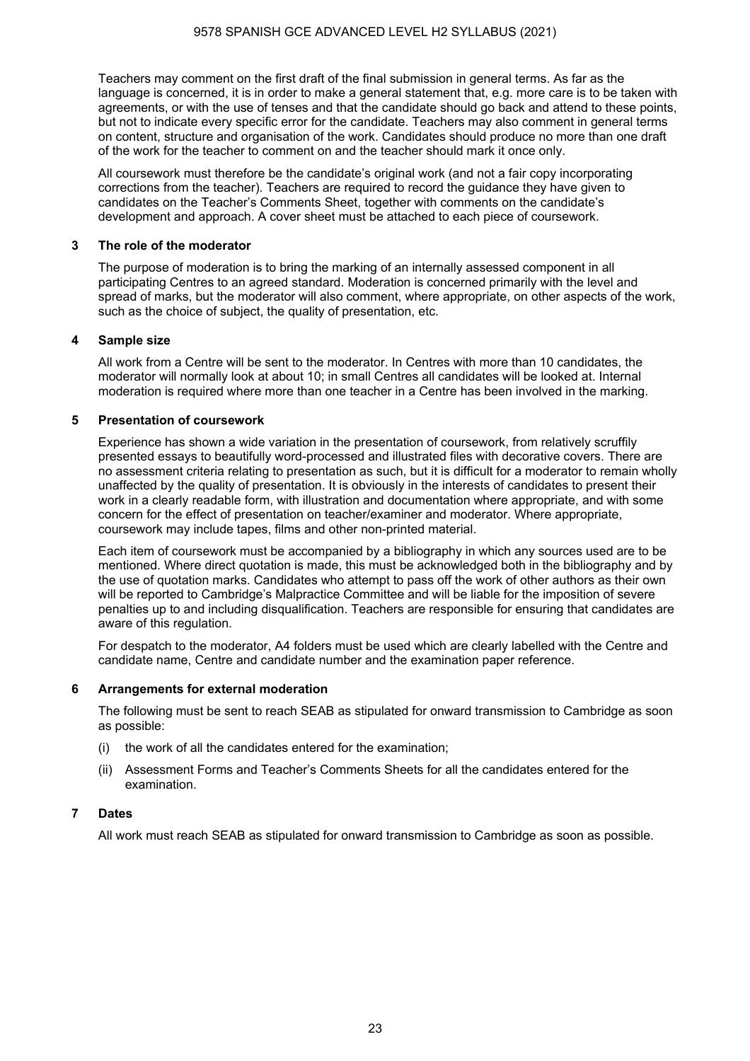Teachers may comment on the first draft of the final submission in general terms. As far as the language is concerned, it is in order to make a general statement that, e.g. more care is to be taken with agreements, or with the use of tenses and that the candidate should go back and attend to these points, but not to indicate every specific error for the candidate. Teachers may also comment in general terms on content, structure and organisation of the work. Candidates should produce no more than one draft of the work for the teacher to comment on and the teacher should mark it once only.

All coursework must therefore be the candidate's original work (and not a fair copy incorporating corrections from the teacher). Teachers are required to record the guidance they have given to candidates on the Teacher's Comments Sheet, together with comments on the candidate's development and approach. A cover sheet must be attached to each piece of coursework.

### 3 The role of the moderator

The purpose of moderation is to bring the marking of an internally assessed component in all participating Centres to an agreed standard. Moderation is concerned primarily with the level and spread of marks, but the moderator will also comment, where appropriate, on other aspects of the work, such as the choice of subject, the quality of presentation, etc.

### 4 Sample size

All work from a Centre will be sent to the moderator. In Centres with more than 10 candidates, the moderator will normally look at about 10; in small Centres all candidates will be looked at. Internal moderation is required where more than one teacher in a Centre has been involved in the marking.

### 5 Presentation of coursework

Experience has shown a wide variation in the presentation of coursework, from relatively scruffily presented essays to beautifully word-processed and illustrated files with decorative covers. There are no assessment criteria relating to presentation as such, but it is difficult for a moderator to remain wholly unaffected by the quality of presentation. It is obviously in the interests of candidates to present their work in a clearly readable form, with illustration and documentation where appropriate, and with some concern for the effect of presentation on teacher/examiner and moderator. Where appropriate, coursework may include tapes, films and other non-printed material.

Each item of coursework must be accompanied by a bibliography in which any sources used are to be mentioned. Where direct quotation is made, this must be acknowledged both in the bibliography and by the use of quotation marks. Candidates who attempt to pass off the work of other authors as their own will be reported to Cambridge's Malpractice Committee and will be liable for the imposition of severe penalties up to and including disqualification. Teachers are responsible for ensuring that candidates are aware of this regulation.

For despatch to the moderator, A4 folders must be used which are clearly labelled with the Centre and candidate name, Centre and candidate number and the examination paper reference.

### 6 Arrangements for external moderation

The following must be sent to reach SEAB as stipulated for onward transmission to Cambridge as soon as possible:

(i) the work of all the candidates entered for the examination;

(ii) Assessment Forms and Teacher's Comments Sheets for all the candidates entered for the examination.

### 7 Dates

All work must reach SEAB as stipulated for onward transmission to Cambridge as soon as possible.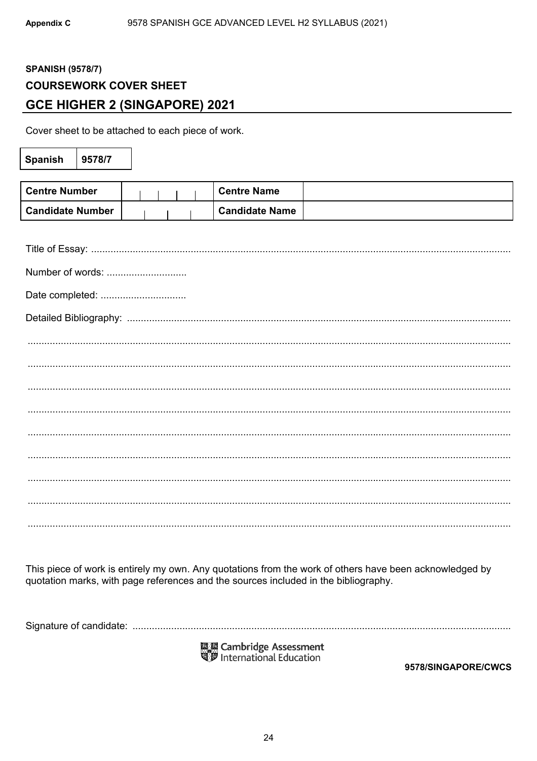**SPANISH (9578/7)**

**COURSEWORK COVER SHEET**

## GCE HIGHER 2 (SINGAPORE) 2021

Cover sheet to be attached to each piece of work.

| Spanish | 9578/7 |
|---|---|

| Centre Number | | Centre Name | |
|---|---|---|---|
| **Candidate Number** | | **Candidate Name** | |

Title of Essay: ..........................................................................................................................................

Number of words: .............................

Date completed: ...............................

Detailed Bibliography: ..........................................................................................................................

..........................................................................................................................................................

..........................................................................................................................................................

..........................................................................................................................................................

..........................................................................................................................................................

..........................................................................................................................................................

..........................................................................................................................................................

..........................................................................................................................................................

..........................................................................................................................................................

..........................................................................................................................................................

This piece of work is entirely my own. Any quotations from the work of others have been acknowledged by quotation marks, with page references and the sources included in the bibliography.

Signature of candidate: .........................................................................................................................

Cambridge Assessment International Education

**9578/SINGAPORE/CWCS**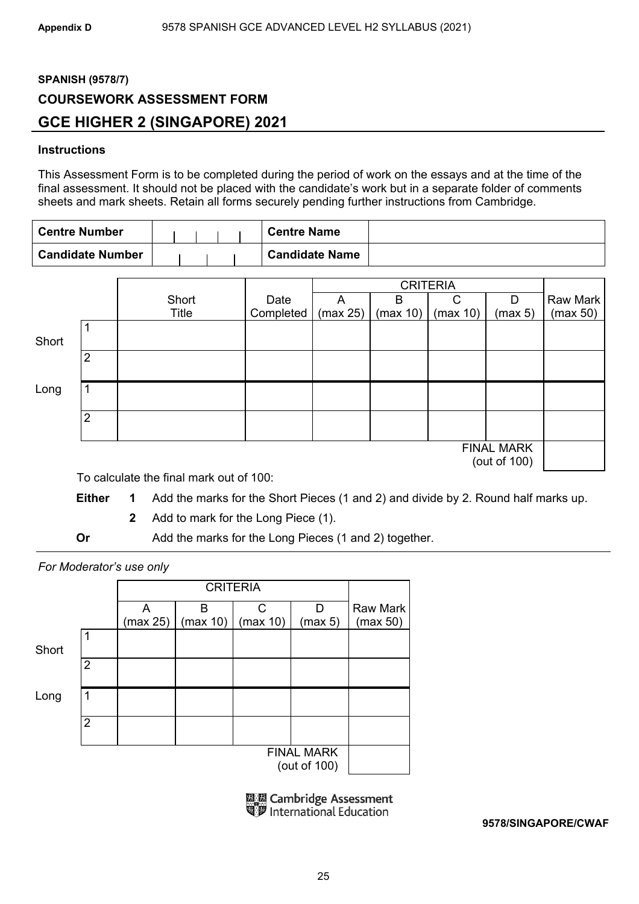**SPANISH (9578/7)**

**COURSEWORK ASSESSMENT FORM**

## GCE HIGHER 2 (SINGAPORE) 2021

**Instructions**

This Assessment Form is to be completed during the period of work on the essays and at the time of the final assessment. It should not be placed with the candidate's work but in a separate folder of comments sheets and mark sheets. Retain all forms securely pending further instructions from Cambridge.

| **Centre Number** | | **Centre Name** | |
|---|---|---|---|
| **Candidate Number** | | **Candidate Name** | |

| | | Short Title | Date Completed | CRITERIA A (max 25) | B (max 10) | C (max 10) | D (max 5) | Raw Mark (max 50) |
|---|---|---|---|---|---|---|---|---|
| Short | 1 | | | | | | | |
| | 2 | | | | | | | |
| Long | 1 | | | | | | | |
| | 2 | | | | | | | |
| | | | | | | | FINAL MARK (out of 100) | |

To calculate the final mark out of 100:

**Either** **1** Add the marks for the Short Pieces (1 and 2) and divide by 2. Round half marks up.

**2** Add to mark for the Long Piece (1).

**Or** Add the marks for the Long Pieces (1 and 2) together.

*For Moderator's use only*

| | | CRITERIA A (max 25) | B (max 10) | C (max 10) | D (max 5) | Raw Mark (max 50) |
|---|---|---|---|---|---|---|
| Short | 1 | | | | | |
| | 2 | | | | | |
| Long | 1 | | | | | |
| | 2 | | | | | |
| | | | | | FINAL MARK (out of 100) | |

Cambridge Assessment International Education

**9578/SINGAPORE/CWAF**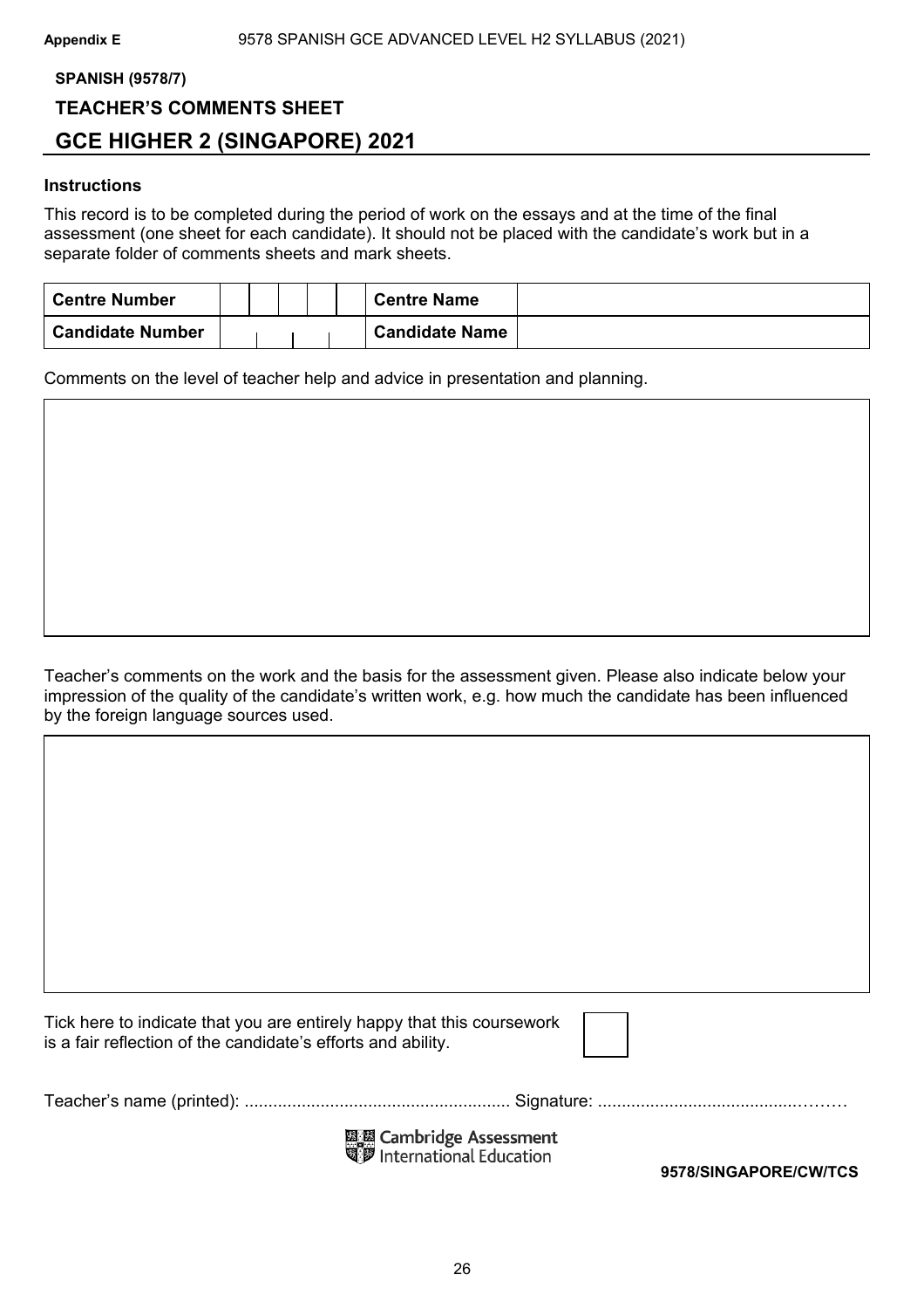**SPANISH (9578/7)**

## TEACHER'S COMMENTS SHEET

# GCE HIGHER 2 (SINGAPORE) 2021

**Instructions**

This record is to be completed during the period of work on the essays and at the time of the final assessment (one sheet for each candidate). It should not be placed with the candidate's work but in a separate folder of comments sheets and mark sheets.

| | | | | | | | |
|---|---|---|---|---|---|---|---|
| **Centre Number** | | | | | | **Centre Name** | |
| **Candidate Number** | | | | | | **Candidate Name** | |

Comments on the level of teacher help and advice in presentation and planning.

| |
|---|
| |

Teacher's comments on the work and the basis for the assessment given. Please also indicate below your impression of the quality of the candidate's written work, e.g. how much the candidate has been influenced by the foreign language sources used.

| |
|---|
| |

Tick here to indicate that you are entirely happy that this coursework is a fair reflection of the candidate's efforts and ability. ☐

Teacher's name (printed): ........................................................ Signature: ...........................................………

Cambridge Assessment International Education

**9578/SINGAPORE/CW/TCS**